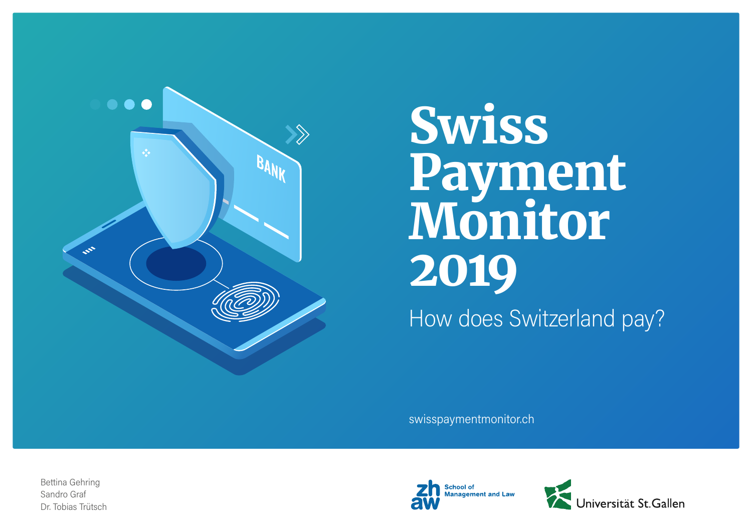# Swiss Payment Monitor 2019

How does Switzerland pay?

swisspaymentmonitor.ch

Bettina Gehring
Sandro Graf
Dr. Tobias Trütsch

zh aw School of Management and Law

Universität St.Gallen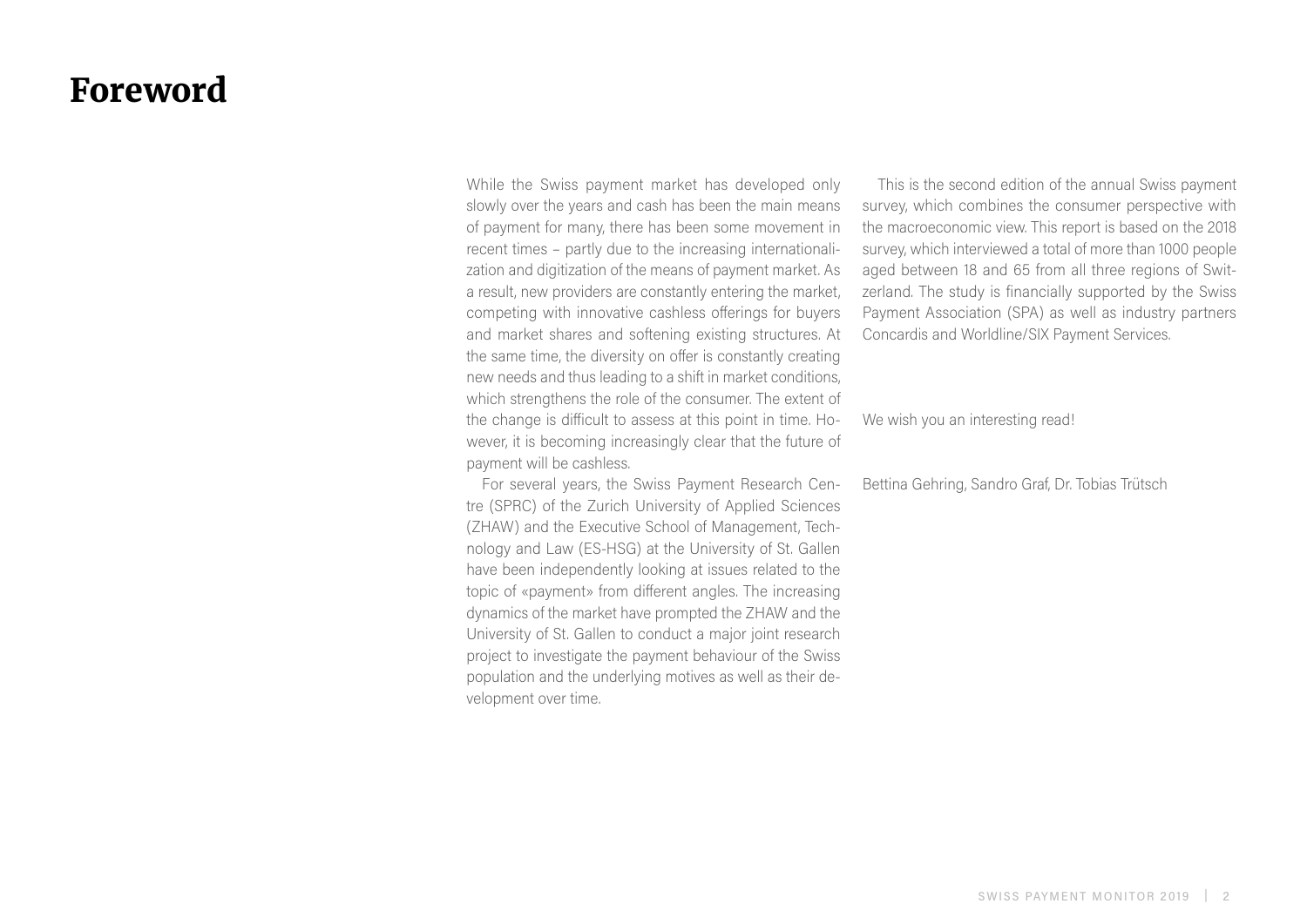# Foreword

While the Swiss payment market has developed only slowly over the years and cash has been the main means of payment for many, there has been some movement in recent times – partly due to the increasing internationalization and digitization of the means of payment market. As a result, new providers are constantly entering the market, competing with innovative cashless offerings for buyers and market shares and softening existing structures. At the same time, the diversity on offer is constantly creating new needs and thus leading to a shift in market conditions, which strengthens the role of the consumer. The extent of the change is difficult to assess at this point in time. However, it is becoming increasingly clear that the future of payment will be cashless.

For several years, the Swiss Payment Research Centre (SPRC) of the Zurich University of Applied Sciences (ZHAW) and the Executive School of Management, Technology and Law (ES-HSG) at the University of St. Gallen have been independently looking at issues related to the topic of «payment» from different angles. The increasing dynamics of the market have prompted the ZHAW and the University of St. Gallen to conduct a major joint research project to investigate the payment behaviour of the Swiss population and the underlying motives as well as their development over time.

This is the second edition of the annual Swiss payment survey, which combines the consumer perspective with the macroeconomic view. This report is based on the 2018 survey, which interviewed a total of more than 1000 people aged between 18 and 65 from all three regions of Switzerland. The study is financially supported by the Swiss Payment Association (SPA) as well as industry partners Concardis and Worldline/SIX Payment Services.

We wish you an interesting read!

Bettina Gehring, Sandro Graf, Dr. Tobias Trütsch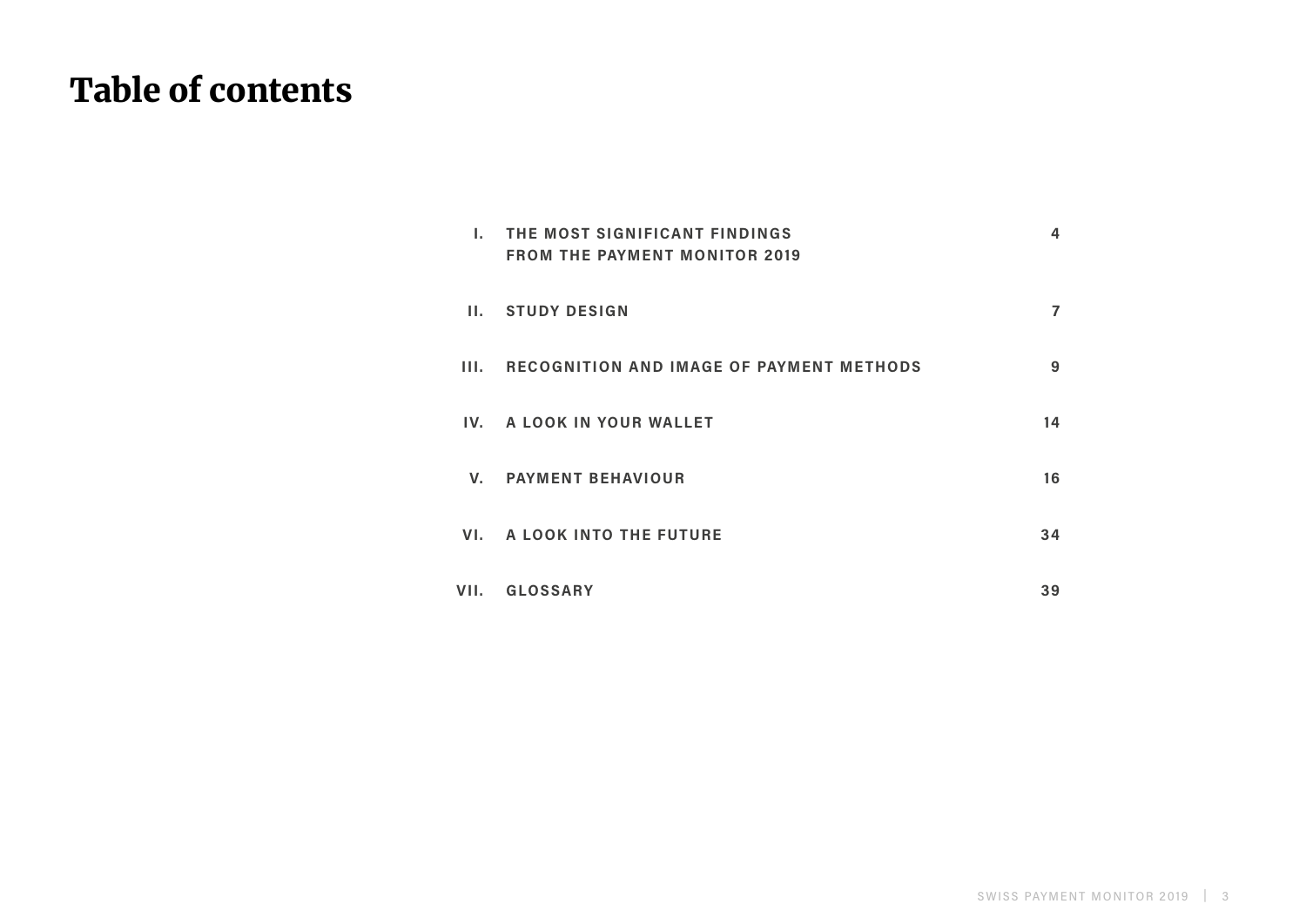# Table of contents

| | | |
|---|---|---|
| I. | THE MOST SIGNIFICANT FINDINGS FROM THE PAYMENT MONITOR 2019 | 4 |
| II. | STUDY DESIGN | 7 |
| III. | RECOGNITION AND IMAGE OF PAYMENT METHODS | 9 |
| IV. | A LOOK IN YOUR WALLET | 14 |
| V. | PAYMENT BEHAVIOUR | 16 |
| VI. | A LOOK INTO THE FUTURE | 34 |
| VII. | GLOSSARY | 39 |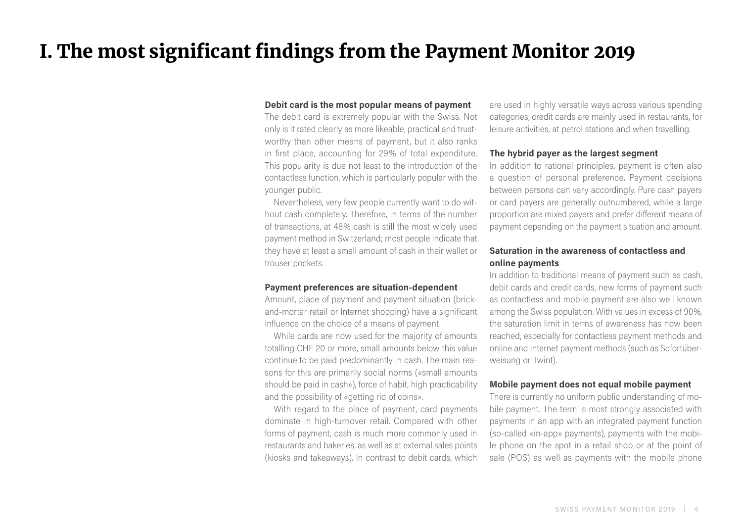# I. The most significant findings from the Payment Monitor 2019

**Debit card is the most popular means of payment**

The debit card is extremely popular with the Swiss. Not only is it rated clearly as more likeable, practical and trustworthy than other means of payment, but it also ranks in first place, accounting for 29% of total expenditure. This popularity is due not least to the introduction of the contactless function, which is particularly popular with the younger public.

Nevertheless, very few people currently want to do without cash completely. Therefore, in terms of the number of transactions, at 48% cash is still the most widely used payment method in Switzerland; most people indicate that they have at least a small amount of cash in their wallet or trouser pockets.

**Payment preferences are situation-dependent**

Amount, place of payment and payment situation (brick-and-mortar retail or Internet shopping) have a significant influence on the choice of a means of payment.

While cards are now used for the majority of amounts totalling CHF 20 or more, small amounts below this value continue to be paid predominantly in cash. The main reasons for this are primarily social norms («small amounts should be paid in cash»), force of habit, high practicability and the possibility of «getting rid of coins».

With regard to the place of payment, card payments dominate in high-turnover retail. Compared with other forms of payment, cash is much more commonly used in restaurants and bakeries, as well as at external sales points (kiosks and takeaways). In contrast to debit cards, which are used in highly versatile ways across various spending categories, credit cards are mainly used in restaurants, for leisure activities, at petrol stations and when travelling.

**The hybrid payer as the largest segment**

In addition to rational principles, payment is often also a question of personal preference. Payment decisions between persons can vary accordingly. Pure cash payers or card payers are generally outnumbered, while a large proportion are mixed payers and prefer different means of payment depending on the payment situation and amount.

**Saturation in the awareness of contactless and online payments**

In addition to traditional means of payment such as cash, debit cards and credit cards, new forms of payment such as contactless and mobile payment are also well known among the Swiss population. With values in excess of 90%, the saturation limit in terms of awareness has now been reached, especially for contactless payment methods and online and Internet payment methods (such as Sofortüberweisung or Twint).

**Mobile payment does not equal mobile payment**

There is currently no uniform public understanding of mobile payment. The term is most strongly associated with payments in an app with an integrated payment function (so-called «in-app» payments), payments with the mobile phone on the spot in a retail shop or at the point of sale (POS) as well as payments with the mobile phone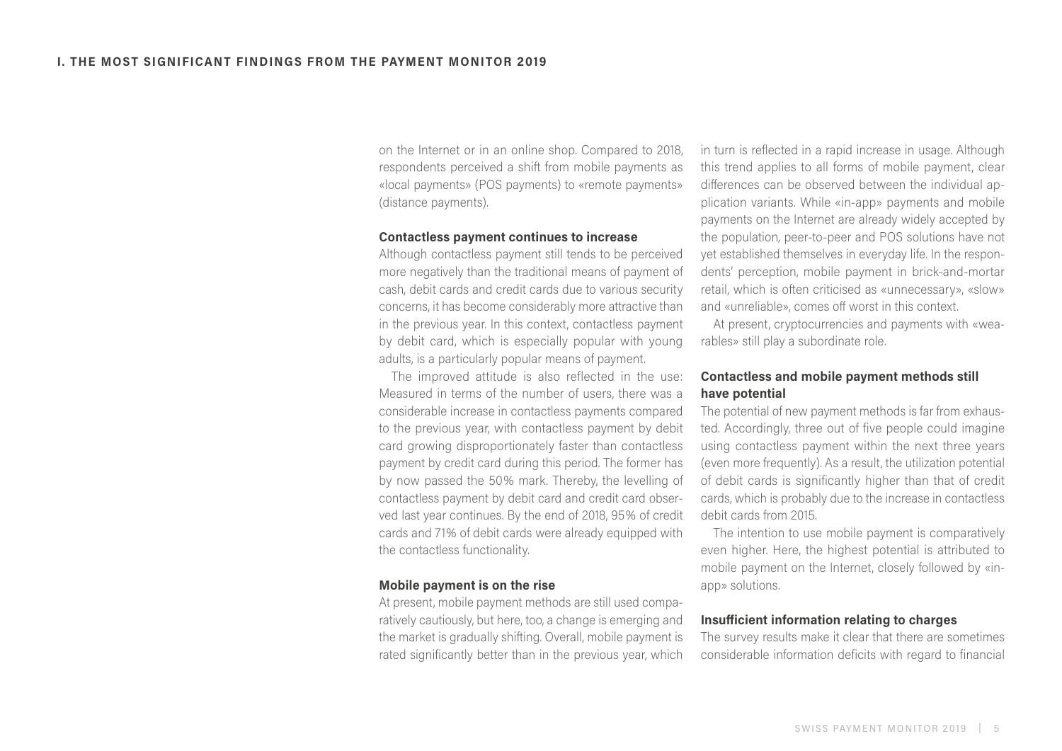on the Internet or in an online shop. Compared to 2018, respondents perceived a shift from mobile payments as «local payments» (POS payments) to «remote payments» (distance payments).

### Contactless payment continues to increase

Although contactless payment still tends to be perceived more negatively than the traditional means of payment of cash, debit cards and credit cards due to various security concerns, it has become considerably more attractive than in the previous year. In this context, contactless payment by debit card, which is especially popular with young adults, is a particularly popular means of payment.

The improved attitude is also reflected in the use: Measured in terms of the number of users, there was a considerable increase in contactless payments compared to the previous year, with contactless payment by debit card growing disproportionately faster than contactless payment by credit card during this period. The former has by now passed the 50% mark. Thereby, the levelling of contactless payment by debit card and credit card observed last year continues. By the end of 2018, 95% of credit cards and 71% of debit cards were already equipped with the contactless functionality.

### Mobile payment is on the rise

At present, mobile payment methods are still used comparatively cautiously, but here, too, a change is emerging and the market is gradually shifting. Overall, mobile payment is rated significantly better than in the previous year, which in turn is reflected in a rapid increase in usage. Although this trend applies to all forms of mobile payment, clear differences can be observed between the individual application variants. While «in-app» payments and mobile payments on the Internet are already widely accepted by the population, peer-to-peer and POS solutions have not yet established themselves in everyday life. In the respondents' perception, mobile payment in brick-and-mortar retail, which is often criticised as «unnecessary», «slow» and «unreliable», comes off worst in this context.

At present, cryptocurrencies and payments with «wearables» still play a subordinate role.

### Contactless and mobile payment methods still have potential

The potential of new payment methods is far from exhausted. Accordingly, three out of five people could imagine using contactless payment within the next three years (even more frequently). As a result, the utilization potential of debit cards is significantly higher than that of credit cards, which is probably due to the increase in contactless debit cards from 2015.

The intention to use mobile payment is comparatively even higher. Here, the highest potential is attributed to mobile payment on the Internet, closely followed by «in-app» solutions.

### Insufficient information relating to charges

The survey results make it clear that there are sometimes considerable information deficits with regard to financial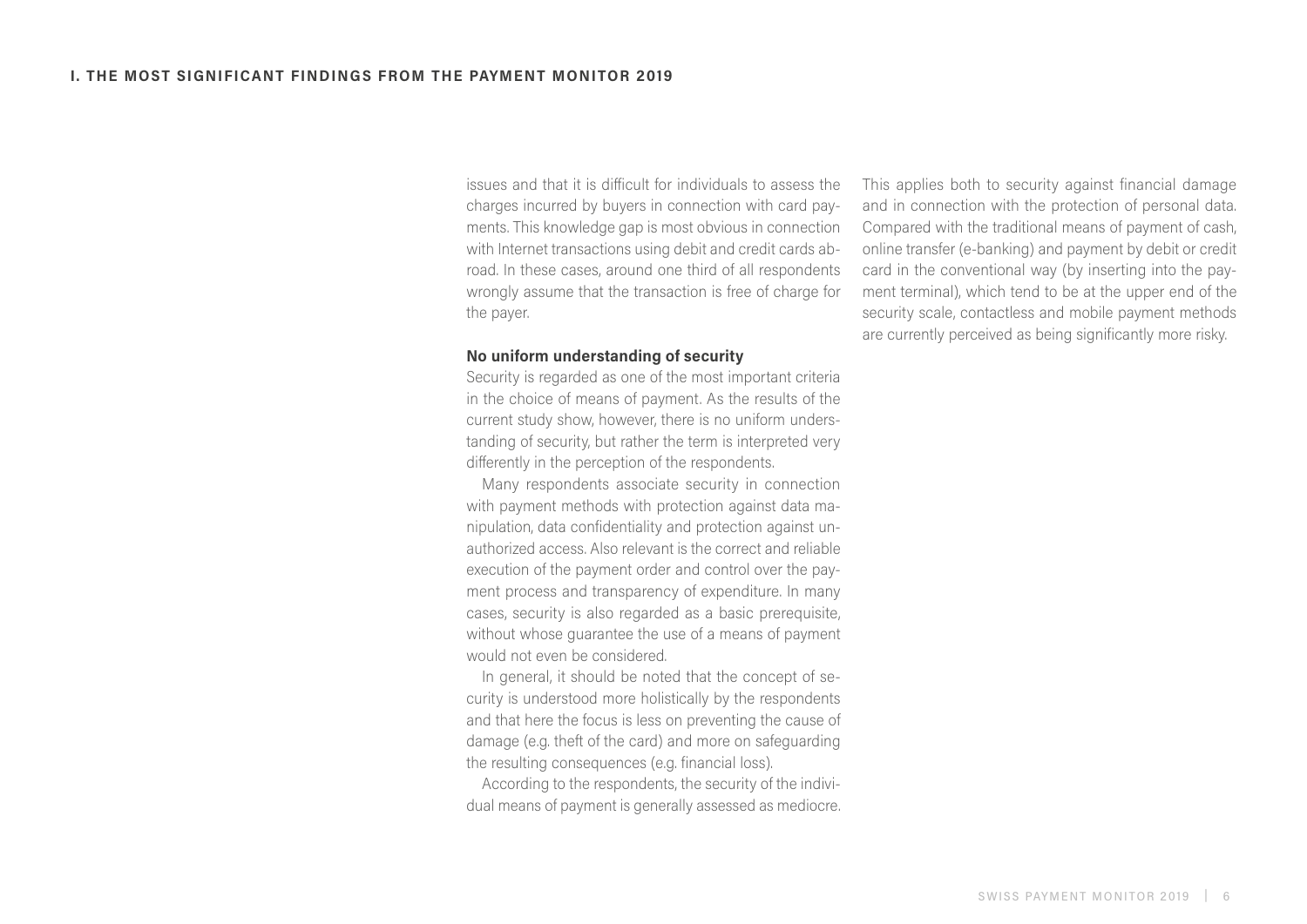issues and that it is difficult for individuals to assess the charges incurred by buyers in connection with card payments. This knowledge gap is most obvious in connection with Internet transactions using debit and credit cards abroad. In these cases, around one third of all respondents wrongly assume that the transaction is free of charge for the payer.

**No uniform understanding of security**

Security is regarded as one of the most important criteria in the choice of means of payment. As the results of the current study show, however, there is no uniform understanding of security, but rather the term is interpreted very differently in the perception of the respondents.

Many respondents associate security in connection with payment methods with protection against data manipulation, data confidentiality and protection against unauthorized access. Also relevant is the correct and reliable execution of the payment order and control over the payment process and transparency of expenditure. In many cases, security is also regarded as a basic prerequisite, without whose guarantee the use of a means of payment would not even be considered.

In general, it should be noted that the concept of security is understood more holistically by the respondents and that here the focus is less on preventing the cause of damage (e.g. theft of the card) and more on safeguarding the resulting consequences (e.g. financial loss).

According to the respondents, the security of the individual means of payment is generally assessed as mediocre. This applies both to security against financial damage and in connection with the protection of personal data. Compared with the traditional means of payment of cash, online transfer (e-banking) and payment by debit or credit card in the conventional way (by inserting into the payment terminal), which tend to be at the upper end of the security scale, contactless and mobile payment methods are currently perceived as being significantly more risky.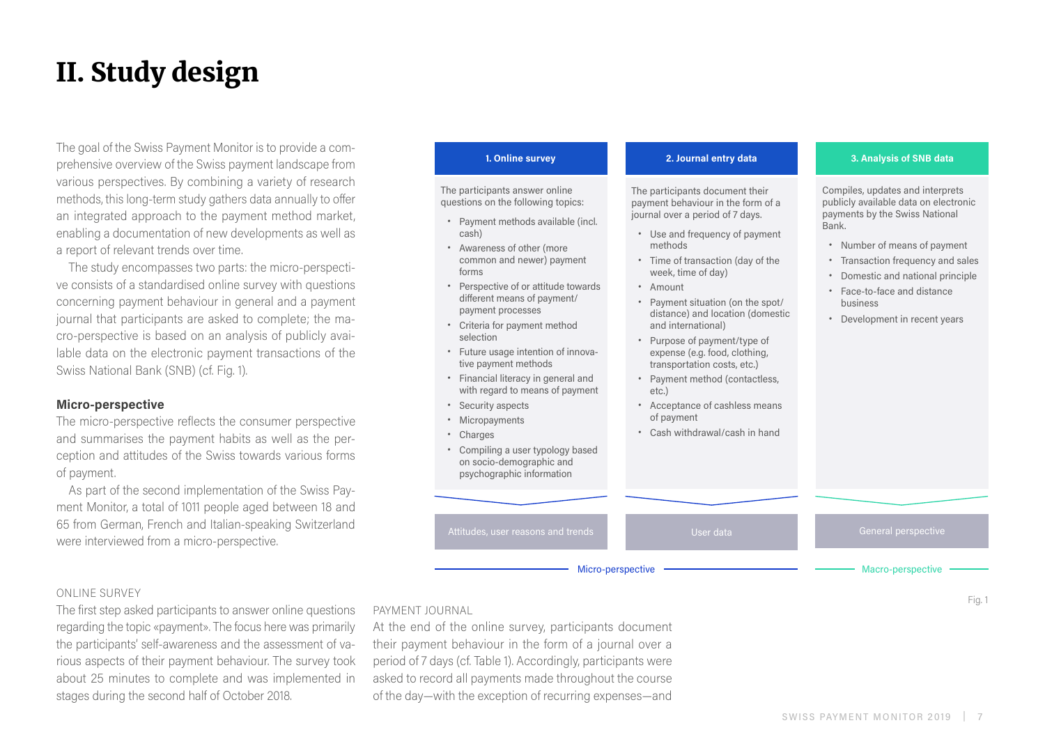# II. Study design

The goal of the Swiss Payment Monitor is to provide a comprehensive overview of the Swiss payment landscape from various perspectives. By combining a variety of research methods, this long-term study gathers data annually to offer an integrated approach to the payment method market, enabling a documentation of new developments as well as a report of relevant trends over time.

The study encompasses two parts: the micro-perspective consists of a standardised online survey with questions concerning payment behaviour in general and a payment journal that participants are asked to complete; the macro-perspective is based on an analysis of publicly available data on the electronic payment transactions of the Swiss National Bank (SNB) (cf. Fig. 1).

**1. Online survey**

The participants answer online questions on the following topics:

- Payment methods available (incl. cash)
- Awareness of other (more common and newer) payment forms
- Perspective of or attitude towards different means of payment/ payment processes
- Criteria for payment method selection
- Future usage intention of innovative payment methods
- Financial literacy in general and with regard to means of payment
- Security aspects
- Micropayments
- Charges
- Compiling a user typology based on socio-demographic and psychographic information

→ Attitudes, user reasons and trends

**2. Journal entry data**

The participants document their payment behaviour in the form of a journal over a period of 7 days.

- Use and frequency of payment methods
- Time of transaction (day of the week, time of day)
- Amount
- Payment situation (on the spot/ distance) and location (domestic and international)
- Purpose of payment/type of expense (e.g. food, clothing, transportation costs, etc.)
- Payment method (contactless, etc.)
- Acceptance of cashless means of payment
- Cash withdrawal/cash in hand

→ User data

*(1. and 2.: Micro-perspective)*

**3. Analysis of SNB data**

Compiles, updates and interprets publicly available data on electronic payments by the Swiss National Bank.

- Number of means of payment
- Transaction frequency and sales
- Domestic and national principle
- Face-to-face and distance business
- Development in recent years

→ General perspective

*(3.: Macro-perspective)*

Fig. 1

### Micro-perspective

The micro-perspective reflects the consumer perspective and summarises the payment habits as well as the perception and attitudes of the Swiss towards various forms of payment.

As part of the second implementation of the Swiss Payment Monitor, a total of 1011 people aged between 18 and 65 from German, French and Italian-speaking Switzerland were interviewed from a micro-perspective.

#### ONLINE SURVEY

The first step asked participants to answer online questions regarding the topic «payment». The focus here was primarily the participants' self-awareness and the assessment of various aspects of their payment behaviour. The survey took about 25 minutes to complete and was implemented in stages during the second half of October 2018.

#### PAYMENT JOURNAL

At the end of the online survey, participants document their payment behaviour in the form of a journal over a period of 7 days (cf. Table 1). Accordingly, participants were asked to record all payments made throughout the course of the day—with the exception of recurring expenses—and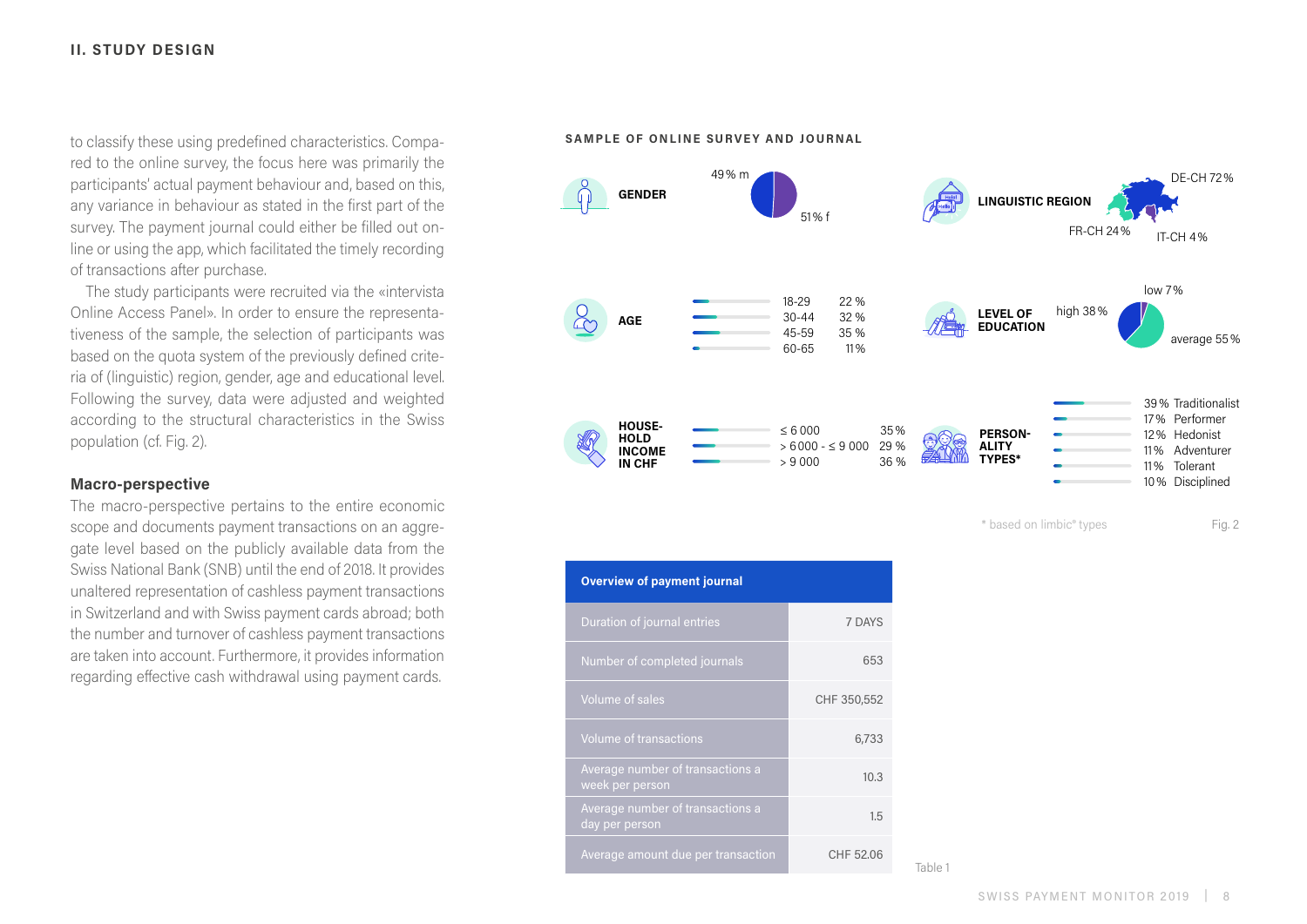to classify these using predefined characteristics. Compared to the online survey, the focus here was primarily the participants' actual payment behaviour and, based on this, any variance in behaviour as stated in the first part of the survey. The payment journal could either be filled out online or using the app, which facilitated the timely recording of transactions after purchase.

The study participants were recruited via the «intervista Online Access Panel». In order to ensure the representativeness of the sample, the selection of participants was based on the quota system of the previously defined criteria of (linguistic) region, gender, age and educational level. Following the survey, data were adjusted and weighted according to the structural characteristics in the Swiss population (cf. Fig. 2).

### Macro-perspective

The macro-perspective pertains to the entire economic scope and documents payment transactions on an aggregate level based on the publicly available data from the Swiss National Bank (SNB) until the end of 2018. It provides unaltered representation of cashless payment transactions in Switzerland and with Swiss payment cards abroad; both the number and turnover of cashless payment transactions are taken into account. Furthermore, it provides information regarding effective cash withdrawal using payment cards.

**SAMPLE OF ONLINE SURVEY AND JOURNAL**

**GENDER**: 49 % m, 51 % f

**LINGUISTIC REGION**: DE-CH 72 %, FR-CH 24 %, IT-CH 4 %

**AGE**

| Age | Share |
|---|---|
| 18-29 | 22 % |
| 30-44 | 32 % |
| 45-59 | 35 % |
| 60-65 | 11 % |

**LEVEL OF EDUCATION**: high 38 %, average 55 %, low 7 %

**HOUSEHOLD INCOME IN CHF**

| Income | Share |
|---|---|
| ≤ 6 000 | 35 % |
| > 6 000 - ≤ 9 000 | 29 % |
| > 9 000 | 36 % |

**PERSONALITY TYPES***

| Share | Type |
|---|---|
| 39 % | Traditionalist |
| 17 % | Performer |
| 12 % | Hedonist |
| 11 % | Adventurer |
| 11 % | Tolerant |
| 10 % | Disciplined |

\* based on limbic® types

Fig. 2

| Overview of payment journal | |
|---|---|
| Duration of journal entries | 7 DAYS |
| Number of completed journals | 653 |
| Volume of sales | CHF 350,552 |
| Volume of transactions | 6,733 |
| Average number of transactions a week per person | 10.3 |
| Average number of transactions a day per person | 1.5 |
| Average amount due per transaction | CHF 52.06 |

Table 1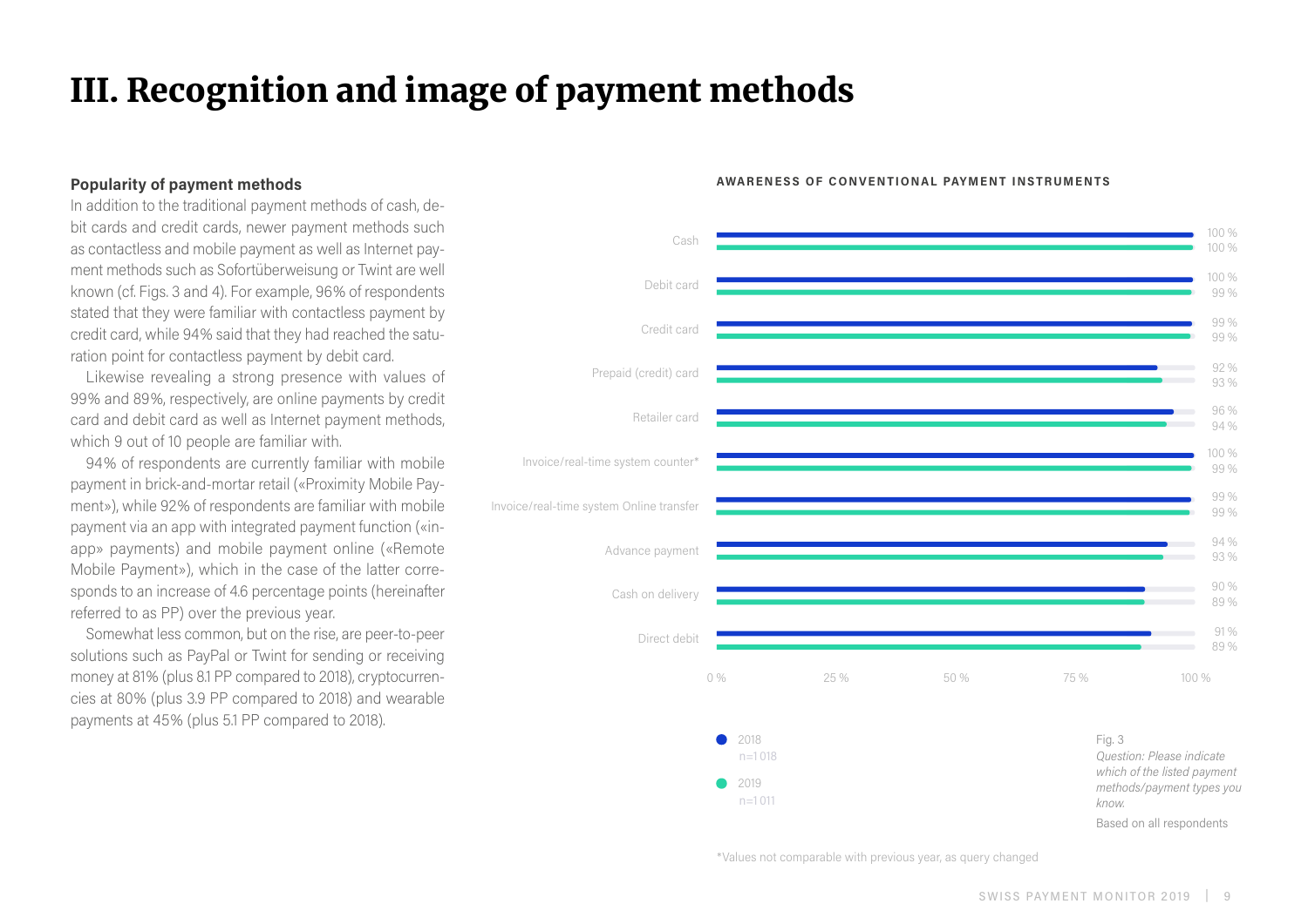# III. Recognition and image of payment methods

**Popularity of payment methods**

In addition to the traditional payment methods of cash, debit cards and credit cards, newer payment methods such as contactless and mobile payment as well as Internet payment methods such as Sofortüberweisung or Twint are well known (cf. Figs. 3 and 4). For example, 96% of respondents stated that they were familiar with contactless payment by credit card, while 94% said that they had reached the saturation point for contactless payment by debit card.

Likewise revealing a strong presence with values of 99% and 89%, respectively, are online payments by credit card and debit card as well as Internet payment methods, which 9 out of 10 people are familiar with.

94% of respondents are currently familiar with mobile payment in brick-and-mortar retail («Proximity Mobile Payment»), while 92% of respondents are familiar with mobile payment via an app with integrated payment function («in-app» payments) and mobile payment online («Remote Mobile Payment»), which in the case of the latter corresponds to an increase of 4.6 percentage points (hereinafter referred to as PP) over the previous year.

Somewhat less common, but on the rise, are peer-to-peer solutions such as PayPal or Twint for sending or receiving money at 81% (plus 8.1 PP compared to 2018), cryptocurrencies at 80% (plus 3.9 PP compared to 2018) and wearable payments at 45% (plus 5.1 PP compared to 2018).

**AWARENESS OF CONVENTIONAL PAYMENT INSTRUMENTS**

| Payment instrument | 2018 (n=1 018) | 2019 (n=1 011) |
|---|---|---|
| Cash | 100 % | 100 % |
| Debit card | 100 % | 99 % |
| Credit card | 99 % | 99 % |
| Prepaid (credit) card | 92 % | 93 % |
| Retailer card | 96 % | 94 % |
| Invoice/real-time system counter* | 100 % | 99 % |
| Invoice/real-time system Online transfer | 99 % | 99 % |
| Advance payment | 94 % | 93 % |
| Cash on delivery | 90 % | 89 % |
| Direct debit | 91 % | 89 % |

Fig. 3
*Question: Please indicate which of the listed payment methods/payment types you know.*
Based on all respondents

*Values not comparable with previous year, as query changed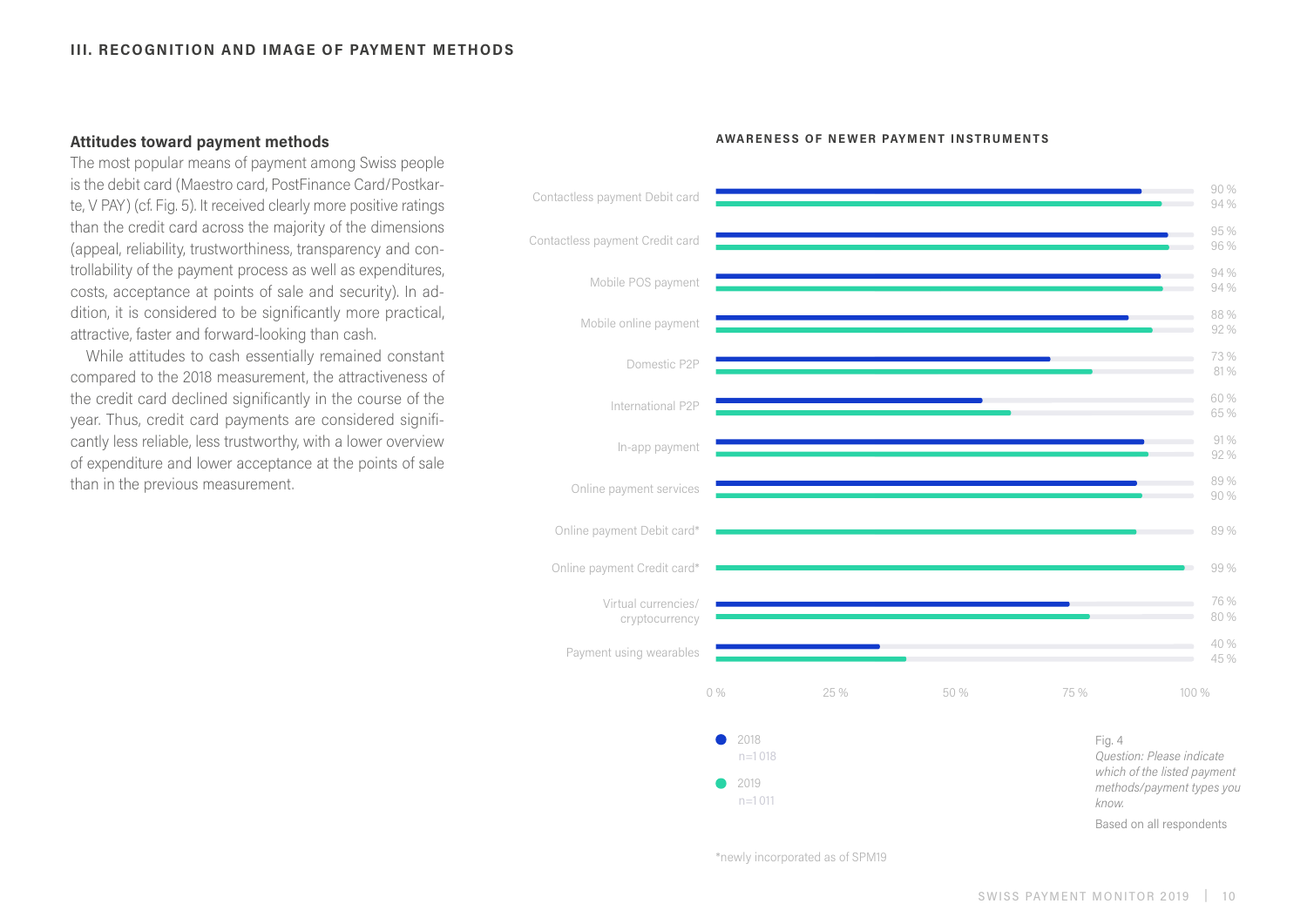## III. RECOGNITION AND IMAGE OF PAYMENT METHODS

### Attitudes toward payment methods

The most popular means of payment among Swiss people is the debit card (Maestro card, PostFinance Card/Postkarte, V PAY) (cf. Fig. 5). It received clearly more positive ratings than the credit card across the majority of the dimensions (appeal, reliability, trustworthiness, transparency and controllability of the payment process as well as expenditures, costs, acceptance at points of sale and security). In addition, it is considered to be significantly more practical, attractive, faster and forward-looking than cash.

While attitudes to cash essentially remained constant compared to the 2018 measurement, the attractiveness of the credit card declined significantly in the course of the year. Thus, credit card payments are considered significantly less reliable, less trustworthy, with a lower overview of expenditure and lower acceptance at the points of sale than in the previous measurement.

**AWARENESS OF NEWER PAYMENT INSTRUMENTS**

| Payment instrument | 2018 (n=1 018) | 2019 (n=1 011) |
| --- | --- | --- |
| Contactless payment Debit card | 90 % | 94 % |
| Contactless payment Credit card | 95 % | 96 % |
| Mobile POS payment | 94 % | 94 % |
| Mobile online payment | 88 % | 92 % |
| Domestic P2P | 73 % | 81 % |
| International P2P | 60 % | 65 % |
| In-app payment | 91 % | 92 % |
| Online payment services | 89 % | 90 % |
| Online payment Debit card* | | 89 % |
| Online payment Credit card* | | 99 % |
| Virtual currencies/ cryptocurrency | 76 % | 80 % |
| Payment using wearables | 40 % | 45 % |

Fig. 4

*Question: Please indicate which of the listed payment methods/payment types you know.*

Based on all respondents

*newly incorporated as of SPM19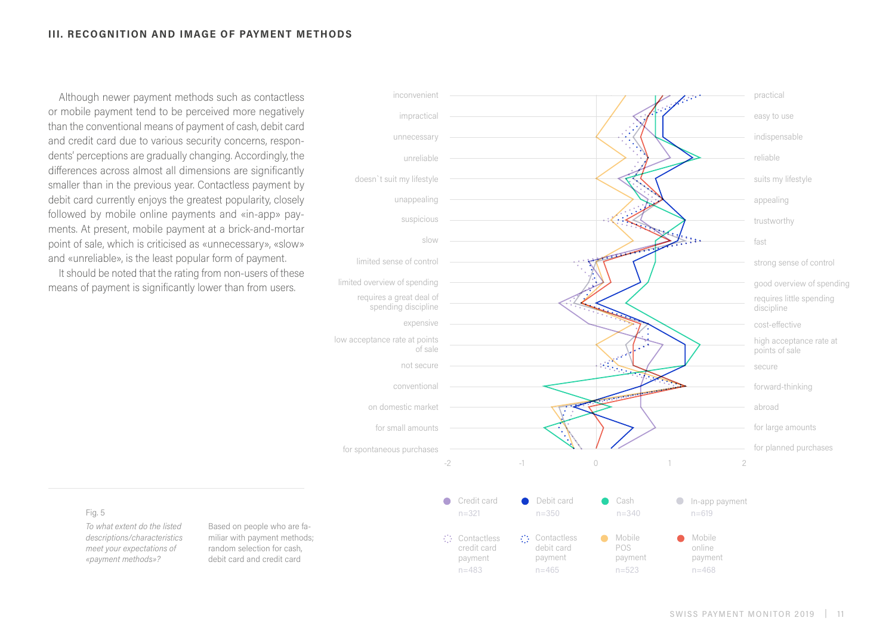## III. RECOGNITION AND IMAGE OF PAYMENT METHODS

Although newer payment methods such as contactless or mobile payment tend to be perceived more negatively than the conventional means of payment of cash, debit card and credit card due to various security concerns, respondents' perceptions are gradually changing. Accordingly, the differences across almost all dimensions are significantly smaller than in the previous year. Contactless payment by debit card currently enjoys the greatest popularity, closely followed by mobile online payments and «in-app» payments. At present, mobile payment at a brick-and-mortar point of sale, which is criticised as «unnecessary», «slow» and «unreliable», is the least popular form of payment.

It should be noted that the rating from non-users of these means of payment is significantly lower than from users.

| | | |
|---|---|---|
| inconvenient | | practical |
| impractical | | easy to use |
| unnecessary | | indispensable |
| unreliable | | reliable |
| doesn`t suit my lifestyle | | suits my lifestyle |
| unappealing | | appealing |
| suspicious | | trustworthy |
| slow | | fast |
| limited sense of control | | strong sense of control |
| limited overview of spending | | good overview of spending |
| requires a great deal of spending discipline | | requires little spending discipline |
| expensive | | cost-effective |
| low acceptance rate at points of sale | | high acceptance rate at points of sale |
| not secure | | secure |
| conventional | | forward-thinking |
| on domestic market | | abroad |
| for small amounts | | for large amounts |
| for spontaneous purchases | | for planned purchases |

Scale: -2 | -1 | 0 | 1 | 2

Credit card n=321 | Debit card n=350 | Cash n=340 | In-app payment n=619 | Contactless credit card payment n=483 | Contactless debit card payment n=465 | Mobile POS payment n=523 | Mobile online payment n=468

Fig. 5

*To what extent do the listed descriptions/characteristics meet your expectations of «payment methods»?*

Based on people who are familiar with payment methods; random selection for cash, debit card and credit card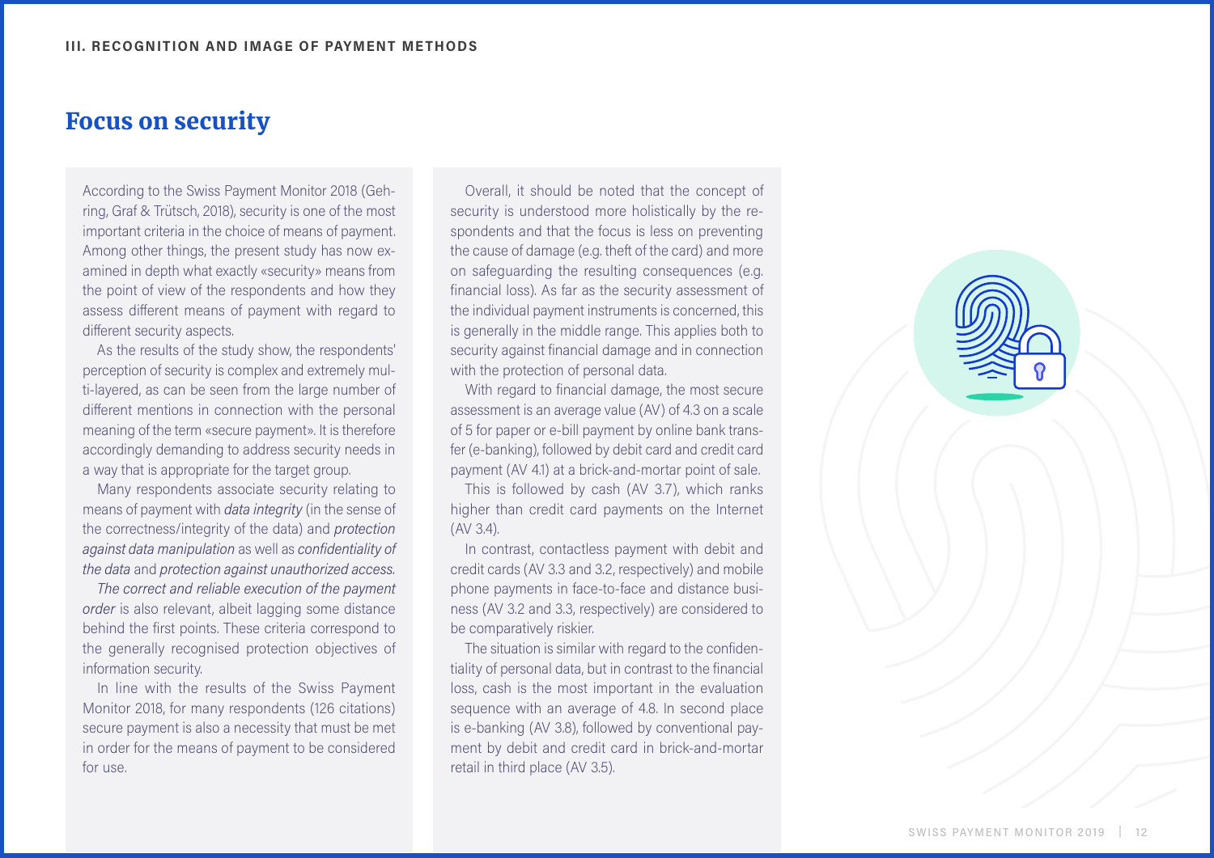# Focus on security

According to the Swiss Payment Monitor 2018 (Gehring, Graf & Trütsch, 2018), security is one of the most important criteria in the choice of means of payment. Among other things, the present study has now examined in depth what exactly «security» means from the point of view of the respondents and how they assess different means of payment with regard to different security aspects.

As the results of the study show, the respondents' perception of security is complex and extremely multi-layered, as can be seen from the large number of different mentions in connection with the personal meaning of the term «secure payment». It is therefore accordingly demanding to address security needs in a way that is appropriate for the target group.

Many respondents associate security relating to means of payment with *data integrity* (in the sense of the correctness/integrity of the data) and *protection against data manipulation* as well as *confidentiality of the data* and *protection against unauthorized access.*

*The correct and reliable execution of the payment order* is also relevant, albeit lagging some distance behind the first points. These criteria correspond to the generally recognised protection objectives of information security.

In line with the results of the Swiss Payment Monitor 2018, for many respondents (126 citations) secure payment is also a necessity that must be met in order for the means of payment to be considered for use.

Overall, it should be noted that the concept of security is understood more holistically by the respondents and that the focus is less on preventing the cause of damage (e.g. theft of the card) and more on safeguarding the resulting consequences (e.g. financial loss). As far as the security assessment of the individual payment instruments is concerned, this is generally in the middle range. This applies both to security against financial damage and in connection with the protection of personal data.

With regard to financial damage, the most secure assessment is an average value (AV) of 4.3 on a scale of 5 for paper or e-bill payment by online bank transfer (e-banking), followed by debit card and credit card payment (AV 4.1) at a brick-and-mortar point of sale.

This is followed by cash (AV 3.7), which ranks higher than credit card payments on the Internet (AV 3.4).

In contrast, contactless payment with debit and credit cards (AV 3.3 and 3.2, respectively) and mobile phone payments in face-to-face and distance business (AV 3.2 and 3.3, respectively) are considered to be comparatively riskier.

The situation is similar with regard to the confidentiality of personal data, but in contrast to the financial loss, cash is the most important in the evaluation sequence with an average of 4.8. In second place is e-banking (AV 3.8), followed by conventional payment by debit and credit card in brick-and-mortar retail in third place (AV 3.5).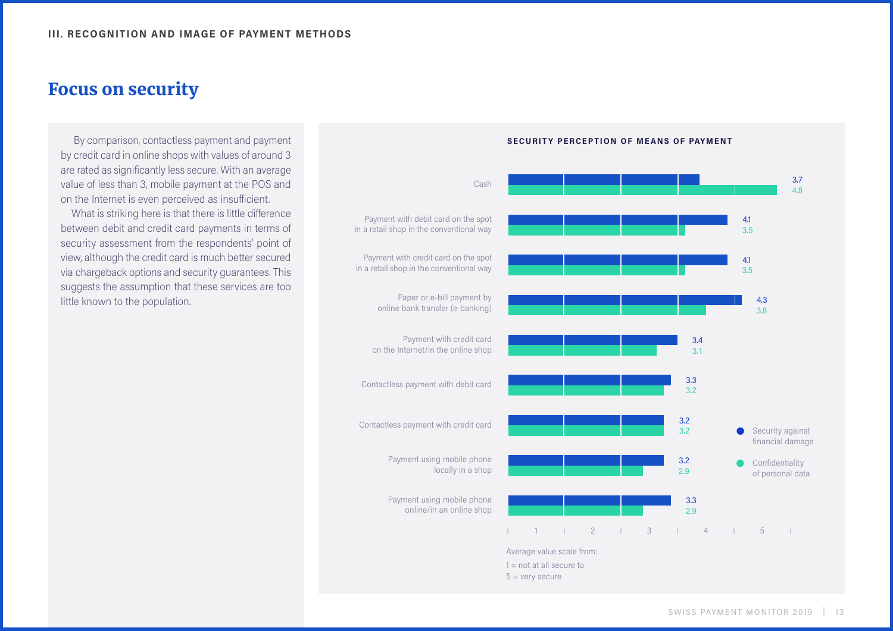## III. RECOGNITION AND IMAGE OF PAYMENT METHODS

# Focus on security

By comparison, contactless payment and payment by credit card in online shops with values of around 3 are rated as significantly less secure. With an average value of less than 3, mobile payment at the POS and on the Internet is even perceived as insufficient.

What is striking here is that there is little difference between debit and credit card payments in terms of security assessment from the respondents' point of view, although the credit card is much better secured via chargeback options and security guarantees. This suggests the assumption that these services are too little known to the population.

**SECURITY PERCEPTION OF MEANS OF PAYMENT**

| Means of payment | Security against financial damage | Confidentiality of personal data |
|---|---|---|
| Cash | 3.7 | 4.8 |
| Payment with debit card on the spot in a retail shop in the conventional way | 4.1 | 3.5 |
| Payment with credit card on the spot in a retail shop in the conventional way | 4.1 | 3.5 |
| Paper or e-bill payment by online bank transfer (e-banking) | 4.3 | 3.8 |
| Payment with credit card on the Internet/in the online shop | 3.4 | 3.1 |
| Contactless payment with debit card | 3.3 | 3.2 |
| Contactless payment with credit card | 3.2 | 3.2 |
| Payment using mobile phone locally in a shop | 3.2 | 2.9 |
| Payment using mobile phone online/in an online shop | 3.3 | 2.9 |

Average value scale from:
1 = not at all secure to
5 = very secure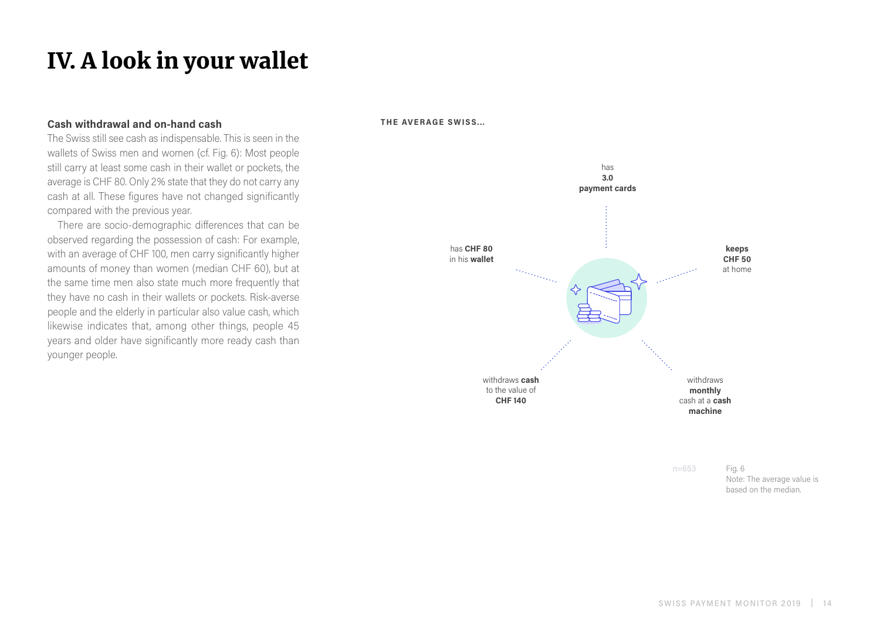# IV. A look in your wallet

### Cash withdrawal and on-hand cash

The Swiss still see cash as indispensable. This is seen in the wallets of Swiss men and women (cf. Fig. 6): Most people still carry at least some cash in their wallet or pockets, the average is CHF 80. Only 2% state that they do not carry any cash at all. These figures have not changed significantly compared with the previous year.

There are socio-demographic differences that can be observed regarding the possession of cash: For example, with an average of CHF 100, men carry significantly higher amounts of money than women (median CHF 60), but at the same time men also state much more frequently that they have no cash in their wallets or pockets. Risk-averse people and the elderly in particular also value cash, which likewise indicates that, among other things, people 45 years and older have significantly more ready cash than younger people.

**THE AVERAGE SWISS...**

has **3.0 payment cards**

has **CHF 80** in his **wallet**

**keeps CHF 50** at home

withdraws **cash** to the value of **CHF 140**

withdraws **monthly** cash at a **cash machine**

n=653

Fig. 6
Note: The average value is based on the median.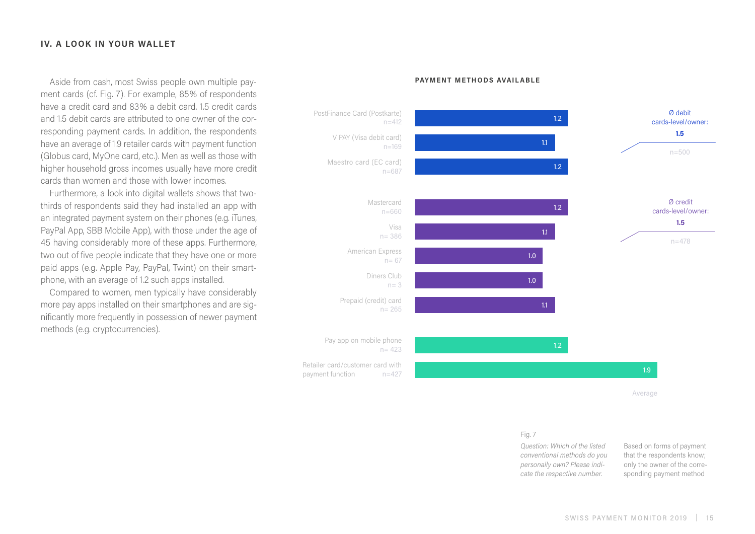## IV. A LOOK IN YOUR WALLET

Aside from cash, most Swiss people own multiple payment cards (cf. Fig. 7). For example, 85% of respondents have a credit card and 83% a debit card. 1.5 credit cards and 1.5 debit cards are attributed to one owner of the corresponding payment cards. In addition, the respondents have an average of 1.9 retailer cards with payment function (Globus card, MyOne card, etc.). Men as well as those with higher household gross incomes usually have more credit cards than women and those with lower incomes.

Furthermore, a look into digital wallets shows that two-thirds of respondents said they had installed an app with an integrated payment system on their phones (e.g. iTunes, PayPal App, SBB Mobile App), with those under the age of 45 having considerably more of these apps. Furthermore, two out of five people indicate that they have one or more paid apps (e.g. Apple Pay, PayPal, Twint) on their smartphone, with an average of 1.2 such apps installed.

Compared to women, men typically have considerably more pay apps installed on their smartphones and are significantly more frequently in possession of newer payment methods (e.g. cryptocurrencies).

**PAYMENT METHODS AVAILABLE**

| Payment method | n | Average |
|---|---|---|
| PostFinance Card (Postkarte) | n=412 | 1.2 |
| V PAY (Visa debit card) | n=169 | 1.1 |
| Maestro card (EC card) | n=687 | 1.2 |
| Mastercard | n=660 | 1.2 |
| Visa | n= 386 | 1.1 |
| American Express | n= 67 | 1.0 |
| Diners Club | n= 3 | 1.0 |
| Prepaid (credit) card | n= 265 | 1.1 |
| Pay app on mobile phone | n= 423 | 1.2 |
| Retailer card/customer card with payment function | n=427 | 1.9 |

Ø debit cards-level/owner: **1.5** (n=500)

Ø credit cards-level/owner: **1.5** (n=478)

Fig. 7

*Question: Which of the listed conventional methods do you personally own? Please indicate the respective number.*

Based on forms of payment that the respondents know; only the owner of the corresponding payment method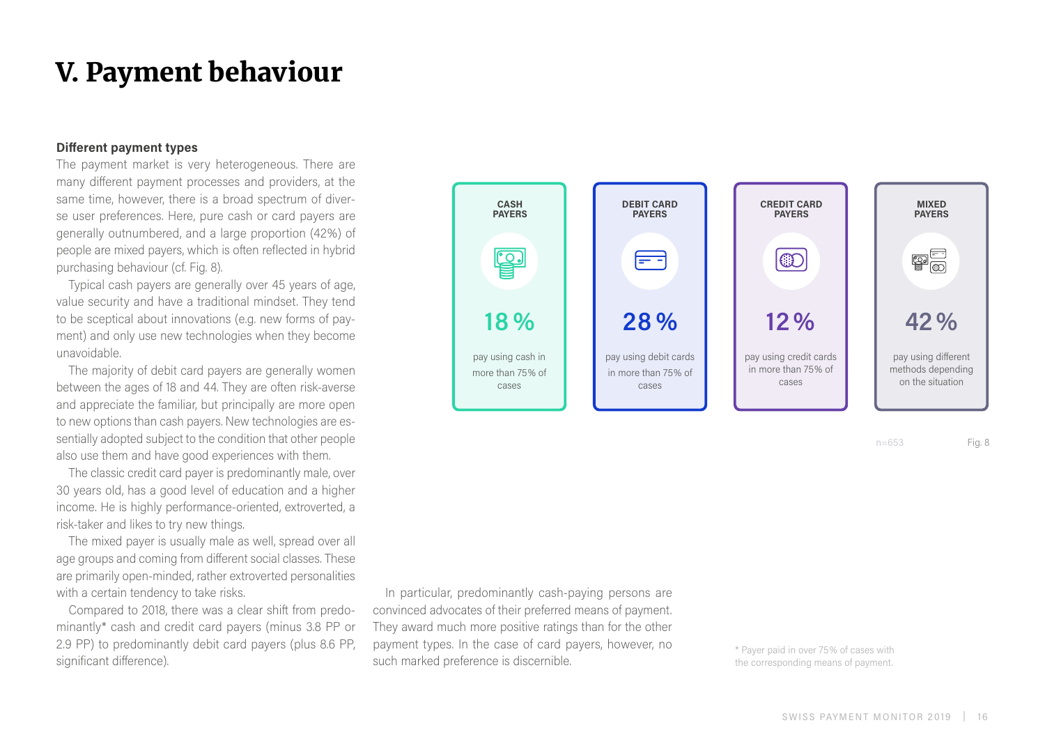# V. Payment behaviour

**Different payment types**

The payment market is very heterogeneous. There are many different payment processes and providers, at the same time, however, there is a broad spectrum of diverse user preferences. Here, pure cash or card payers are generally outnumbered, and a large proportion (42%) of people are mixed payers, which is often reflected in hybrid purchasing behaviour (cf. Fig. 8).

Typical cash payers are generally over 45 years of age, value security and have a traditional mindset. They tend to be sceptical about innovations (e.g. new forms of payment) and only use new technologies when they become unavoidable.

The majority of debit card payers are generally women between the ages of 18 and 44. They are often risk-averse and appreciate the familiar, but principally are more open to new options than cash payers. New technologies are essentially adopted subject to the condition that other people also use them and have good experiences with them.

The classic credit card payer is predominantly male, over 30 years old, has a good level of education and a higher income. He is highly performance-oriented, extroverted, a risk-taker and likes to try new things.

The mixed payer is usually male as well, spread over all age groups and coming from different social classes. These are primarily open-minded, rather extroverted personalities with a certain tendency to take risks.

Compared to 2018, there was a clear shift from predominantly* cash and credit card payers (minus 3.8 PP or 2.9 PP) to predominantly debit card payers (plus 8.6 PP, significant difference).

In particular, predominantly cash-paying persons are convinced advocates of their preferred means of payment. They award much more positive ratings than for the other payment types. In the case of card payers, however, no such marked preference is discernible.

| CASH PAYERS | DEBIT CARD PAYERS | CREDIT CARD PAYERS | MIXED PAYERS |
|---|---|---|---|
| 18 % | 28 % | 12 % | 42 % |
| pay using cash in more than 75% of cases | pay using debit cards in more than 75% of cases | pay using credit cards in more than 75% of cases | pay using different methods depending on the situation |

n=653

Fig. 8

\* Payer paid in over 75% of cases with the corresponding means of payment.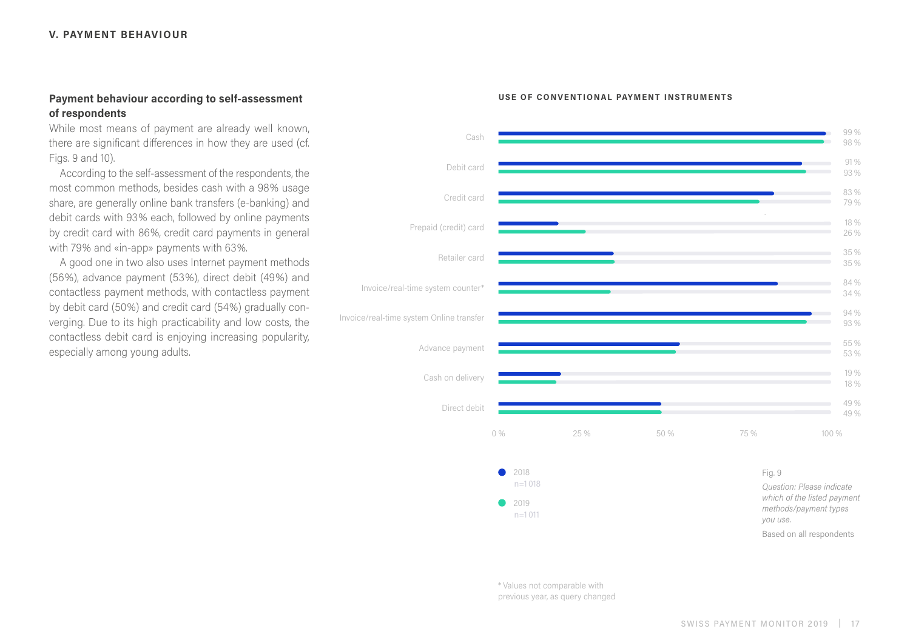## V. PAYMENT BEHAVIOUR

### Payment behaviour according to self-assessment of respondents

While most means of payment are already well known, there are significant differences in how they are used (cf. Figs. 9 and 10).

According to the self-assessment of the respondents, the most common methods, besides cash with a 98% usage share, are generally online bank transfers (e-banking) and debit cards with 93% each, followed by online payments by credit card with 86%, credit card payments in general with 79% and «in-app» payments with 63%.

A good one in two also uses Internet payment methods (56%), advance payment (53%), direct debit (49%) and contactless payment methods, with contactless payment by debit card (50%) and credit card (54%) gradually converging. Due to its high practicability and low costs, the contactless debit card is enjoying increasing popularity, especially among young adults.

**USE OF CONVENTIONAL PAYMENT INSTRUMENTS**

| | 2018 (n=1 018) | 2019 (n=1 011) |
|---|---|---|
| Cash | 99 % | 98 % |
| Debit card | 91 % | 93 % |
| Credit card | 83 % | 79 % |
| Prepaid (credit) card | 18 % | 26 % |
| Retailer card | 35 % | 35 % |
| Invoice/real-time system counter* | 84 % | 34 % |
| Invoice/real-time system Online transfer | 94 % | 93 % |
| Advance payment | 55 % | 53 % |
| Cash on delivery | 19 % | 18 % |
| Direct debit | 49 % | 49 % |

Fig. 9

*Question: Please indicate which of the listed payment methods/payment types you use.*

Based on all respondents

\* Values not comparable with previous year, as query changed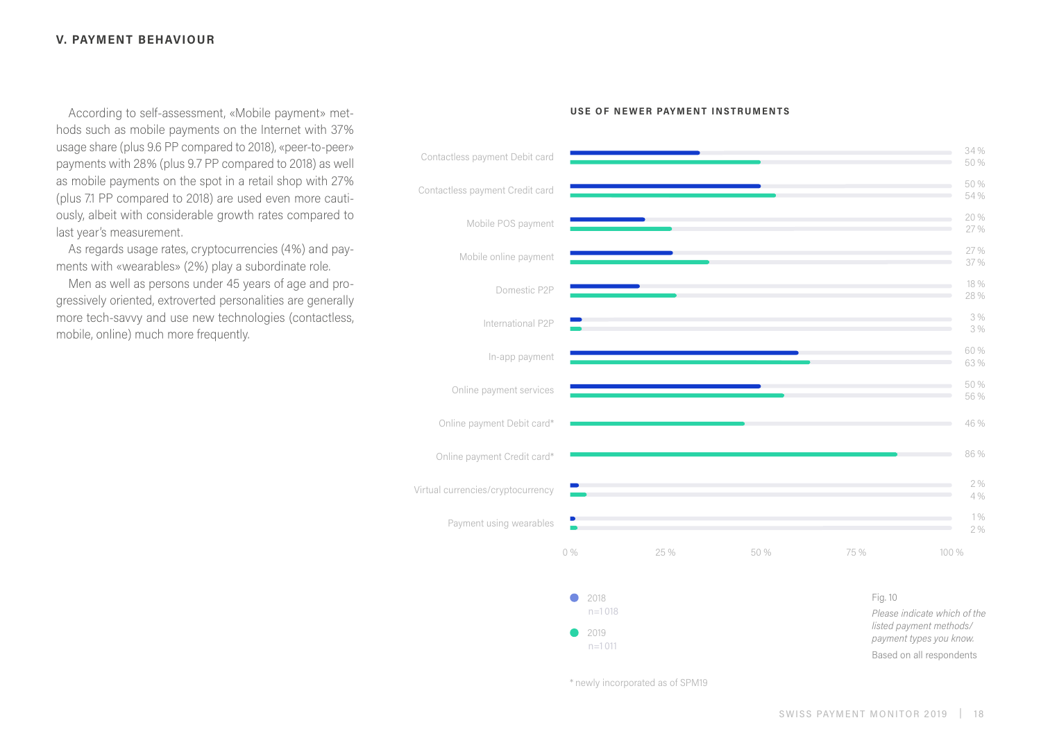## V. PAYMENT BEHAVIOUR

According to self-assessment, «Mobile payment» methods such as mobile payments on the Internet with 37% usage share (plus 9.6 PP compared to 2018), «peer-to-peer» payments with 28% (plus 9.7 PP compared to 2018) as well as mobile payments on the spot in a retail shop with 27% (plus 7.1 PP compared to 2018) are used even more cautiously, albeit with considerable growth rates compared to last year's measurement.

As regards usage rates, cryptocurrencies (4%) and payments with «wearables» (2%) play a subordinate role.

Men as well as persons under 45 years of age and progressively oriented, extroverted personalities are generally more tech-savvy and use new technologies (contactless, mobile, online) much more frequently.

### USE OF NEWER PAYMENT INSTRUMENTS

| | 2018 (n=1 018) | 2019 (n=1 011) |
|---|---|---|
| Contactless payment Debit card | 34 % | 50 % |
| Contactless payment Credit card | 50 % | 54 % |
| Mobile POS payment | 20 % | 27 % |
| Mobile online payment | 27 % | 37 % |
| Domestic P2P | 18 % | 28 % |
| International P2P | 3 % | 3 % |
| In-app payment | 60 % | 63 % |
| Online payment services | 50 % | 56 % |
| Online payment Debit card* | | 46 % |
| Online payment Credit card* | | 86 % |
| Virtual currencies/cryptocurrency | 2 % | 4 % |
| Payment using wearables | 1 % | 2 % |

Fig. 10

*Please indicate which of the listed payment methods/ payment types you know.*

Based on all respondents

\* newly incorporated as of SPM19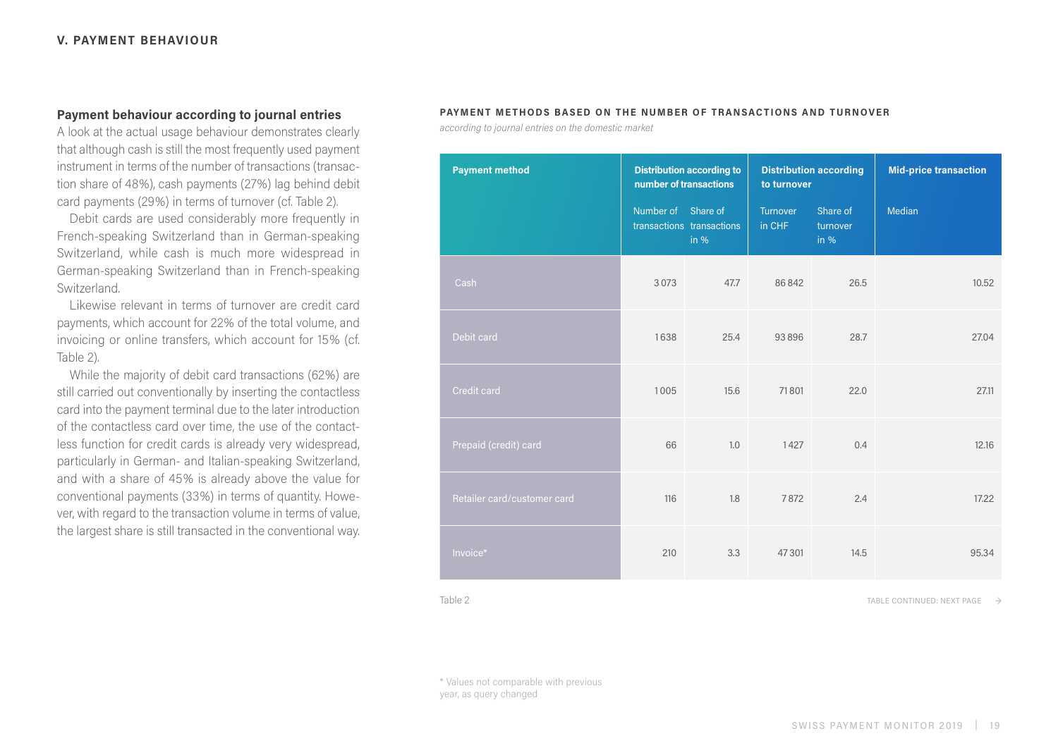## V. PAYMENT BEHAVIOUR

### Payment behaviour according to journal entries

A look at the actual usage behaviour demonstrates clearly that although cash is still the most frequently used payment instrument in terms of the number of transactions (transaction share of 48%), cash payments (27%) lag behind debit card payments (29%) in terms of turnover (cf. Table 2).

Debit cards are used considerably more frequently in French-speaking Switzerland than in German-speaking Switzerland, while cash is much more widespread in German-speaking Switzerland than in French-speaking Switzerland.

Likewise relevant in terms of turnover are credit card payments, which account for 22% of the total volume, and invoicing or online transfers, which account for 15% (cf. Table 2).

While the majority of debit card transactions (62%) are still carried out conventionally by inserting the contactless card into the payment terminal due to the later introduction of the contactless card over time, the use of the contactless function for credit cards is already very widespread, particularly in German- and Italian-speaking Switzerland, and with a share of 45% is already above the value for conventional payments (33%) in terms of quantity. However, with regard to the transaction volume in terms of value, the largest share is still transacted in the conventional way.

**PAYMENT METHODS BASED ON THE NUMBER OF TRANSACTIONS AND TURNOVER**

*according to journal entries on the domestic market*

| Payment method | Distribution according to number of transactions | | Distribution according to turnover | | Mid-price transaction |
|---|---|---|---|---|---|
| | Number of transactions | Share of transactions in % | Turnover in CHF | Share of turnover in % | Median |
| Cash | 3 073 | 47.7 | 86 842 | 26.5 | 10.52 |
| Debit card | 1 638 | 25.4 | 93 896 | 28.7 | 27.04 |
| Credit card | 1 005 | 15.6 | 71 801 | 22.0 | 27.11 |
| Prepaid (credit) card | 66 | 1.0 | 1 427 | 0.4 | 12.16 |
| Retailer card/customer card | 116 | 1.8 | 7 872 | 2.4 | 17.22 |
| Invoice* | 210 | 3.3 | 47 301 | 14.5 | 95.34 |

Table 2

TABLE CONTINUED: NEXT PAGE →

* Values not comparable with previous year, as query changed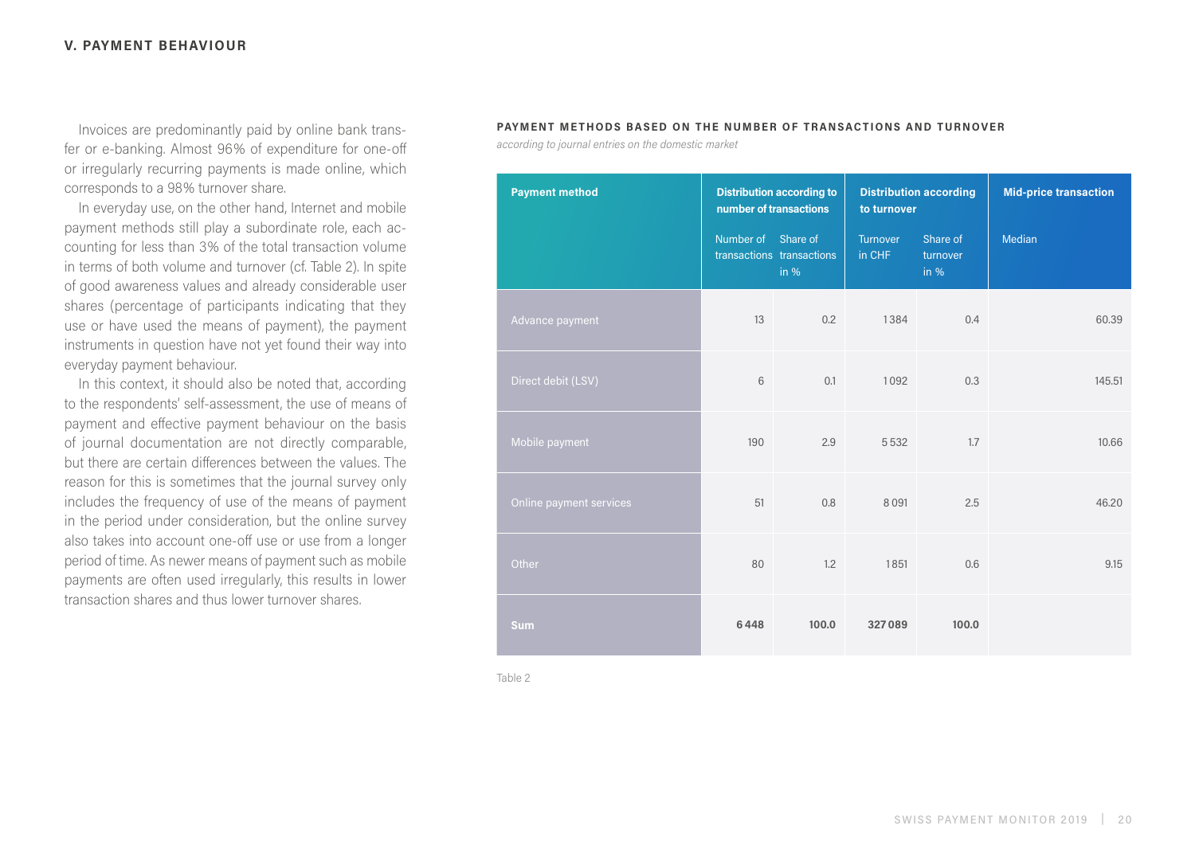## V. PAYMENT BEHAVIOUR

Invoices are predominantly paid by online bank transfer or e-banking. Almost 96% of expenditure for one-off or irregularly recurring payments is made online, which corresponds to a 98% turnover share.

In everyday use, on the other hand, Internet and mobile payment methods still play a subordinate role, each accounting for less than 3% of the total transaction volume in terms of both volume and turnover (cf. Table 2). In spite of good awareness values and already considerable user shares (percentage of participants indicating that they use or have used the means of payment), the payment instruments in question have not yet found their way into everyday payment behaviour.

In this context, it should also be noted that, according to the respondents' self-assessment, the use of means of payment and effective payment behaviour on the basis of journal documentation are not directly comparable, but there are certain differences between the values. The reason for this is sometimes that the journal survey only includes the frequency of use of the means of payment in the period under consideration, but the online survey also takes into account one-off use or use from a longer period of time. As newer means of payment such as mobile payments are often used irregularly, this results in lower transaction shares and thus lower turnover shares.

**PAYMENT METHODS BASED ON THE NUMBER OF TRANSACTIONS AND TURNOVER**

*according to journal entries on the domestic market*

| Payment method | Distribution according to number of transactions | | Distribution according to turnover | | Mid-price transaction |
|---|---|---|---|---|---|
| | Number of transactions | Share of transactions in % | Turnover in CHF | Share of turnover in % | Median |
| Advance payment | 13 | 0.2 | 1384 | 0.4 | 60.39 |
| Direct debit (LSV) | 6 | 0.1 | 1092 | 0.3 | 145.51 |
| Mobile payment | 190 | 2.9 | 5532 | 1.7 | 10.66 |
| Online payment services | 51 | 0.8 | 8091 | 2.5 | 46.20 |
| Other | 80 | 1.2 | 1851 | 0.6 | 9.15 |
| **Sum** | **6448** | **100.0** | **327089** | **100.0** | |

Table 2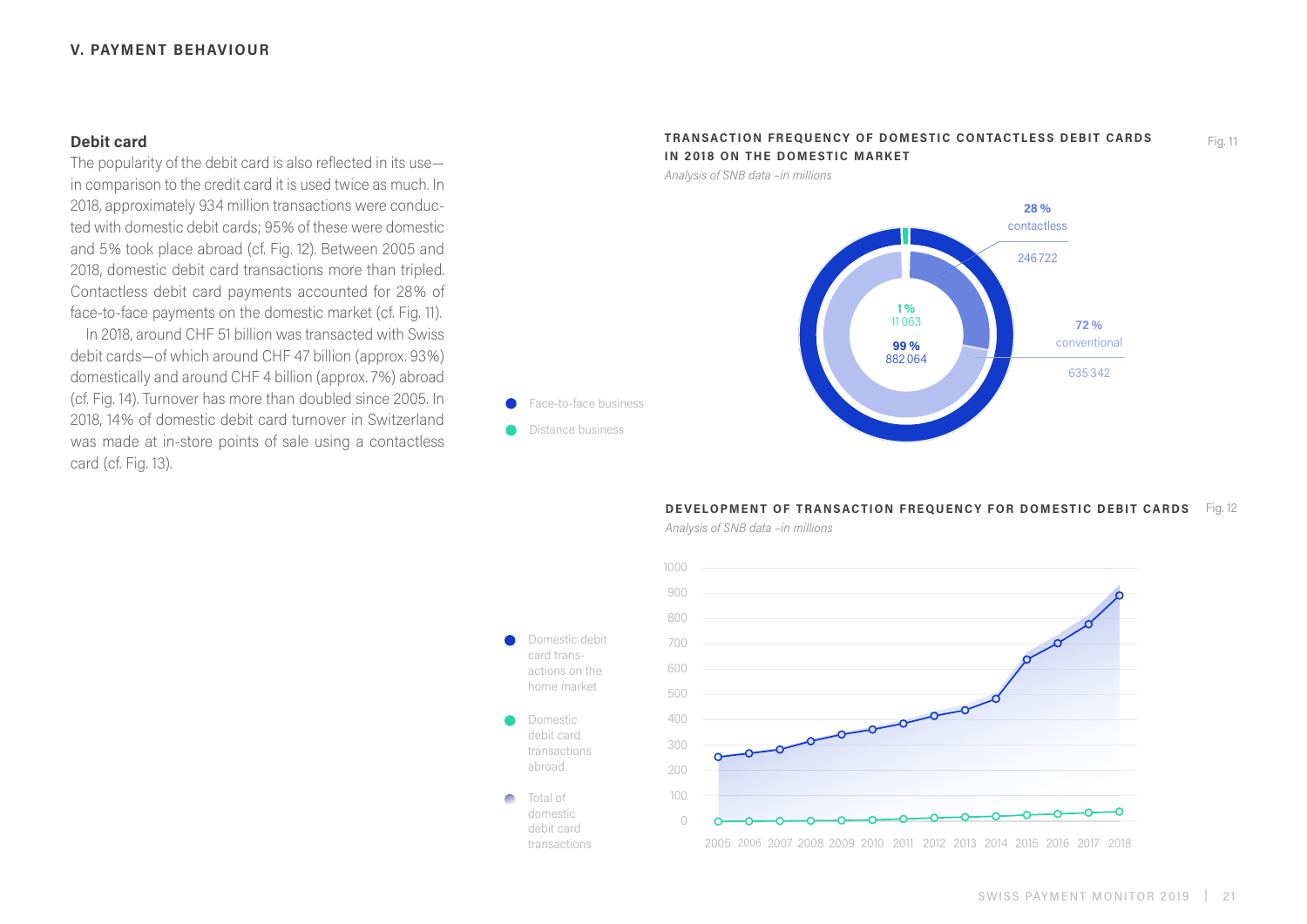## V. PAYMENT BEHAVIOUR

### Debit card

The popularity of the debit card is also reflected in its use—in comparison to the credit card it is used twice as much. In 2018, approximately 934 million transactions were conducted with domestic debit cards; 95% of these were domestic and 5% took place abroad (cf. Fig. 12). Between 2005 and 2018, domestic debit card transactions more than tripled. Contactless debit card payments accounted for 28% of face-to-face payments on the domestic market (cf. Fig. 11).

In 2018, around CHF 51 billion was transacted with Swiss debit cards—of which around CHF 47 billion (approx. 93%) domestically and around CHF 4 billion (approx. 7%) abroad (cf. Fig. 14). Turnover has more than doubled since 2005. In 2018, 14% of domestic debit card turnover in Switzerland was made at in-store points of sale using a contactless card (cf. Fig. 13).

**TRANSACTION FREQUENCY OF DOMESTIC CONTACTLESS DEBIT CARDS IN 2018 ON THE DOMESTIC MARKET** Fig. 11

*Analysis of SNB data –in millions*

- Face-to-face business: 99 % – 882 064
- Distance business: 1 % – 11 063
- 28 % contactless – 246 722
- 72 % conventional – 635 342

**DEVELOPMENT OF TRANSACTION FREQUENCY FOR DOMESTIC DEBIT CARDS** Fig. 12

*Analysis of SNB data –in millions*

Legend: Domestic debit card transactions on the home market; Domestic debit card transactions abroad; Total of domestic debit card transactions

Y-axis: 0, 100, 200, 300, 400, 500, 600, 700, 800, 900, 1000

X-axis: 2005, 2006, 2007, 2008, 2009, 2010, 2011, 2012, 2013, 2014, 2015, 2016, 2017, 2018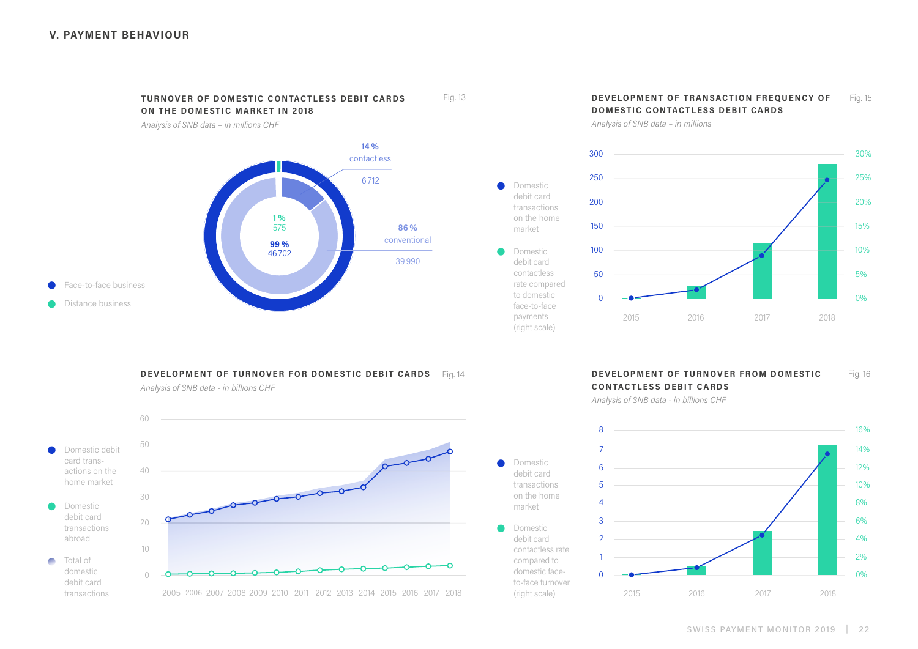## V. PAYMENT BEHAVIOUR

### TURNOVER OF DOMESTIC CONTACTLESS DEBIT CARDS ON THE DOMESTIC MARKET IN 2018

Fig. 13

*Analysis of SNB data – in millions CHF*

- Face-to-face business: 99 % — 46 702
  - 14 % contactless — 6 712
  - 86 % conventional — 39 990
- Distance business: 1 % — 575

### DEVELOPMENT OF TRANSACTION FREQUENCY OF DOMESTIC CONTACTLESS DEBIT CARDS

Fig. 15

*Analysis of SNB data – in millions*

- Domestic debit card transactions on the home market
- Domestic debit card contactless rate compared to domestic face-to-face payments (right scale)

Years: 2015, 2016, 2017, 2018

### DEVELOPMENT OF TURNOVER FOR DOMESTIC DEBIT CARDS

Fig. 14

*Analysis of SNB data - in billions CHF*

- Domestic debit card transactions on the home market
- Domestic debit card transactions abroad
- Total of domestic debit card transactions

Years: 2005–2018

### DEVELOPMENT OF TURNOVER FROM DOMESTIC CONTACTLESS DEBIT CARDS

Fig. 16

*Analysis of SNB data - in billions CHF*

- Domestic debit card transactions on the home market
- Domestic debit card contactless rate compared to domestic face-to-face turnover (right scale)

Years: 2015, 2016, 2017, 2018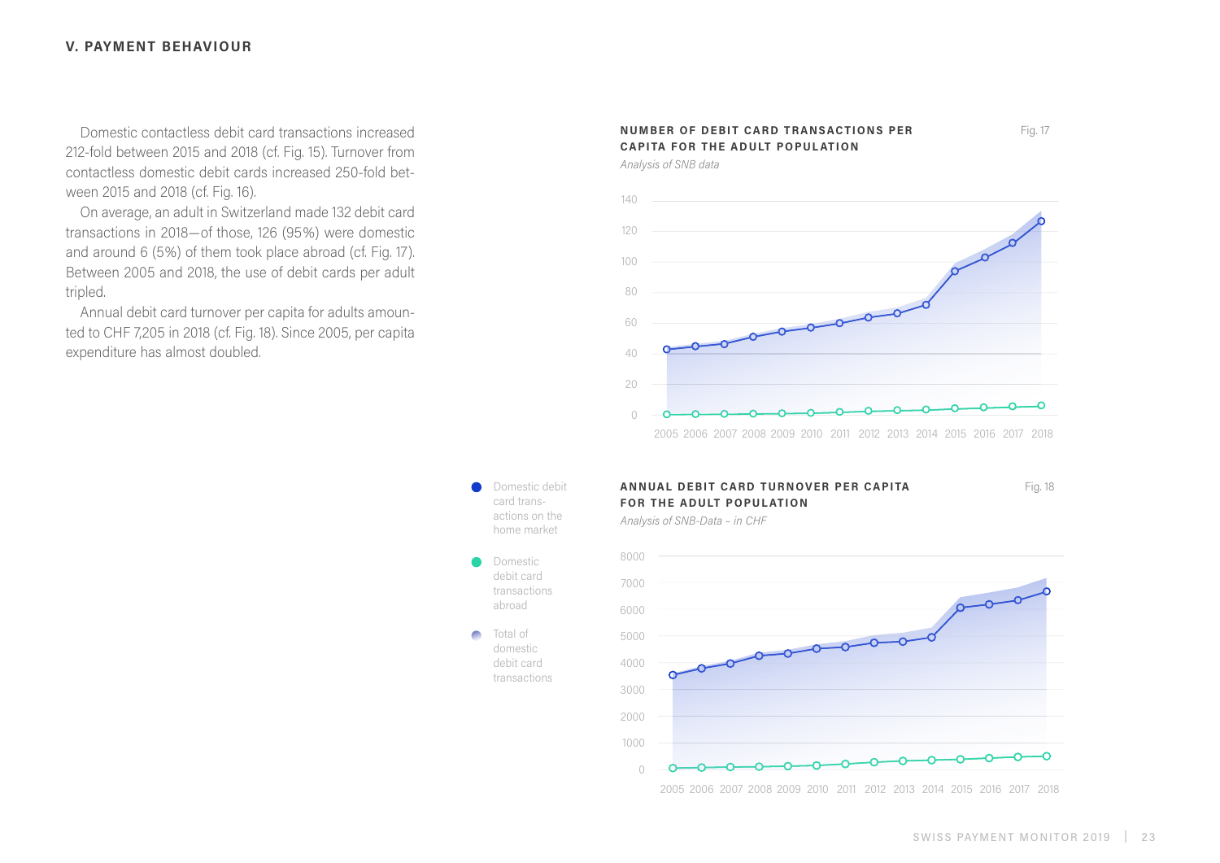## V. PAYMENT BEHAVIOUR

Domestic contactless debit card transactions increased 212-fold between 2015 and 2018 (cf. Fig. 15). Turnover from contactless domestic debit cards increased 250-fold between 2015 and 2018 (cf. Fig. 16).

On average, an adult in Switzerland made 132 debit card transactions in 2018—of those, 126 (95%) were domestic and around 6 (5%) of them took place abroad (cf. Fig. 17). Between 2005 and 2018, the use of debit cards per adult tripled.

Annual debit card turnover per capita for adults amounted to CHF 7,205 in 2018 (cf. Fig. 18). Since 2005, per capita expenditure has almost doubled.

**NUMBER OF DEBIT CARD TRANSACTIONS PER CAPITA FOR THE ADULT POPULATION** — Fig. 17

*Analysis of SNB data*

**ANNUAL DEBIT CARD TURNOVER PER CAPITA FOR THE ADULT POPULATION** — Fig. 18

*Analysis of SNB-Data – in CHF*

- Domestic debit card transactions on the home market
- Domestic debit card transactions abroad
- Total of domestic debit card transactions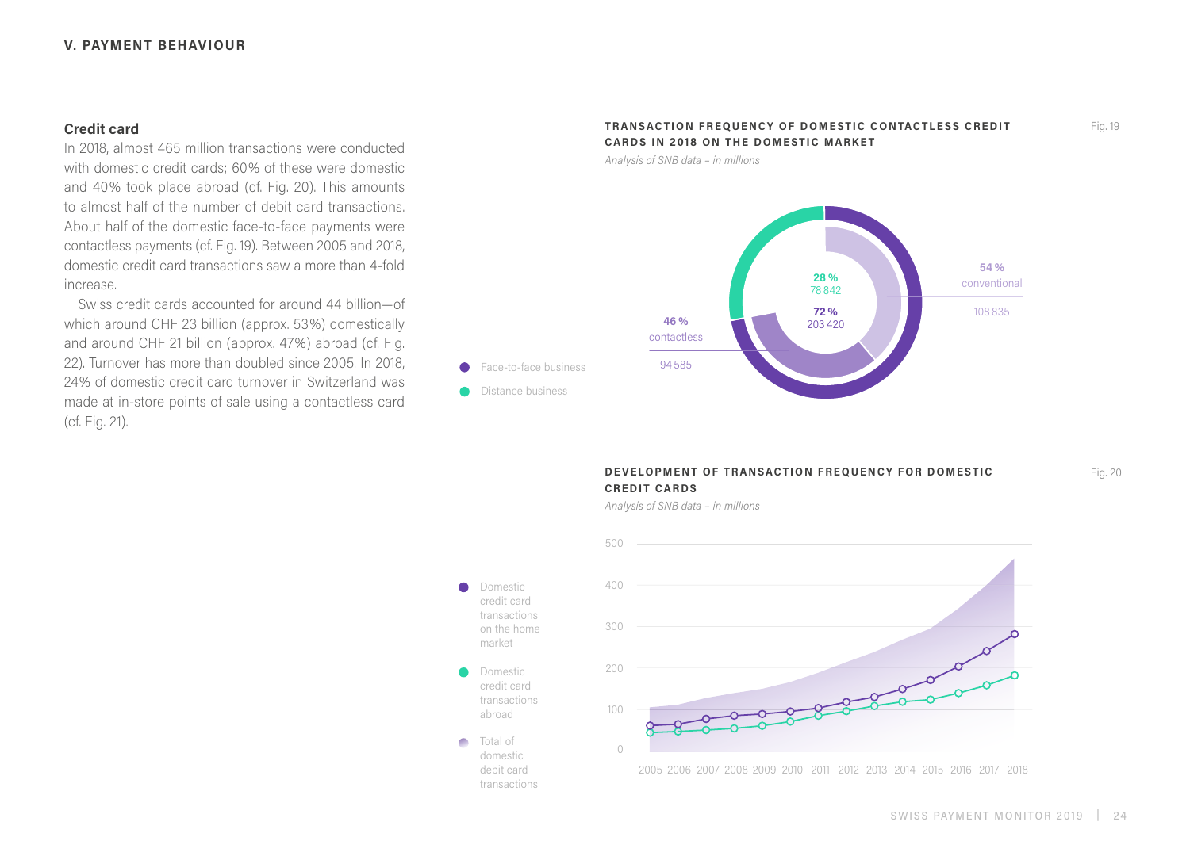## V. PAYMENT BEHAVIOUR

### Credit card

In 2018, almost 465 million transactions were conducted with domestic credit cards; 60% of these were domestic and 40% took place abroad (cf. Fig. 20). This amounts to almost half of the number of debit card transactions. About half of the domestic face-to-face payments were contactless payments (cf. Fig. 19). Between 2005 and 2018, domestic credit card transactions saw a more than 4-fold increase.

Swiss credit cards accounted for around 44 billion—of which around CHF 23 billion (approx. 53%) domestically and around CHF 21 billion (approx. 47%) abroad (cf. Fig. 22). Turnover has more than doubled since 2005. In 2018, 24% of domestic credit card turnover in Switzerland was made at in-store points of sale using a contactless card (cf. Fig. 21).

**TRANSACTION FREQUENCY OF DOMESTIC CONTACTLESS CREDIT CARDS IN 2018 ON THE DOMESTIC MARKET** — Fig. 19

*Analysis of SNB data – in millions*

- Face-to-face business: 72 %, 203 420
  - 46 % contactless: 94 585
  - 54 % conventional: 108 835
- Distance business: 28 %, 78 842

**DEVELOPMENT OF TRANSACTION FREQUENCY FOR DOMESTIC CREDIT CARDS** — Fig. 20

*Analysis of SNB data – in millions*

- Domestic credit card transactions on the home market
- Domestic credit card transactions abroad
- Total of domestic debit card transactions

Years: 2005 2006 2007 2008 2009 2010 2011 2012 2013 2014 2015 2016 2017 2018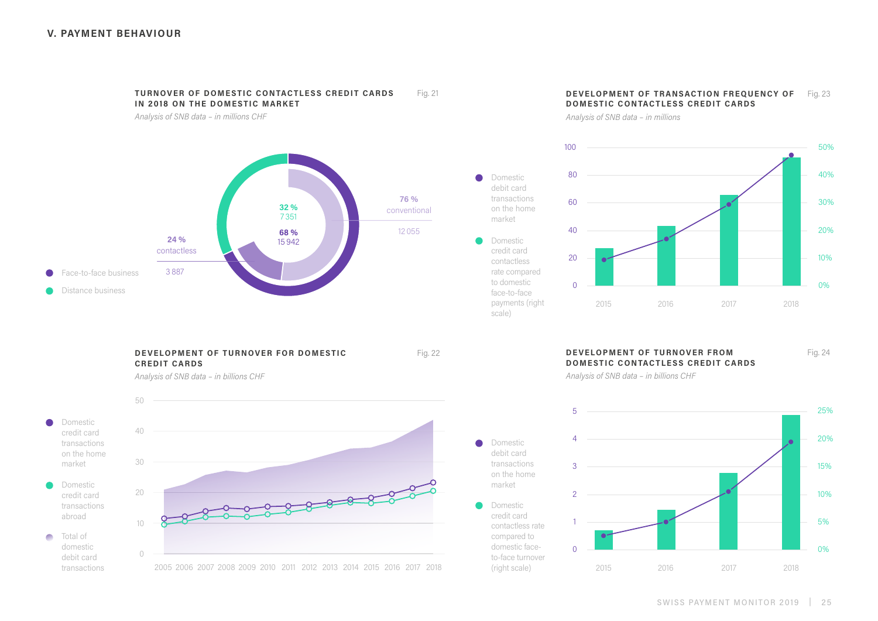## V. PAYMENT BEHAVIOUR

### TURNOVER OF DOMESTIC CONTACTLESS CREDIT CARDS IN 2018 ON THE DOMESTIC MARKET

Fig. 21

*Analysis of SNB data – in millions CHF*

- 76 % conventional: 12 055
- 24 % contactless: 3 887
- 32 %: 7 351
- 68 %: 15 942

● Face-to-face business
● Distance business

### DEVELOPMENT OF TRANSACTION FREQUENCY OF DOMESTIC CONTACTLESS CREDIT CARDS

Fig. 23

*Analysis of SNB data – in millions*

● Domestic debit card transactions on the home market
● Domestic credit card contactless rate compared to domestic face-to-face payments (right scale)

### DEVELOPMENT OF TURNOVER FOR DOMESTIC CREDIT CARDS

Fig. 22

*Analysis of SNB data – in billions CHF*

● Domestic credit card transactions on the home market
● Domestic credit card transactions abroad
● Total of domestic debit card transactions

### DEVELOPMENT OF TURNOVER FROM DOMESTIC CONTACTLESS CREDIT CARDS

Fig. 24

*Analysis of SNB data – in billions CHF*

● Domestic debit card transactions on the home market
● Domestic credit card contactless rate compared to domestic face-to-face turnover (right scale)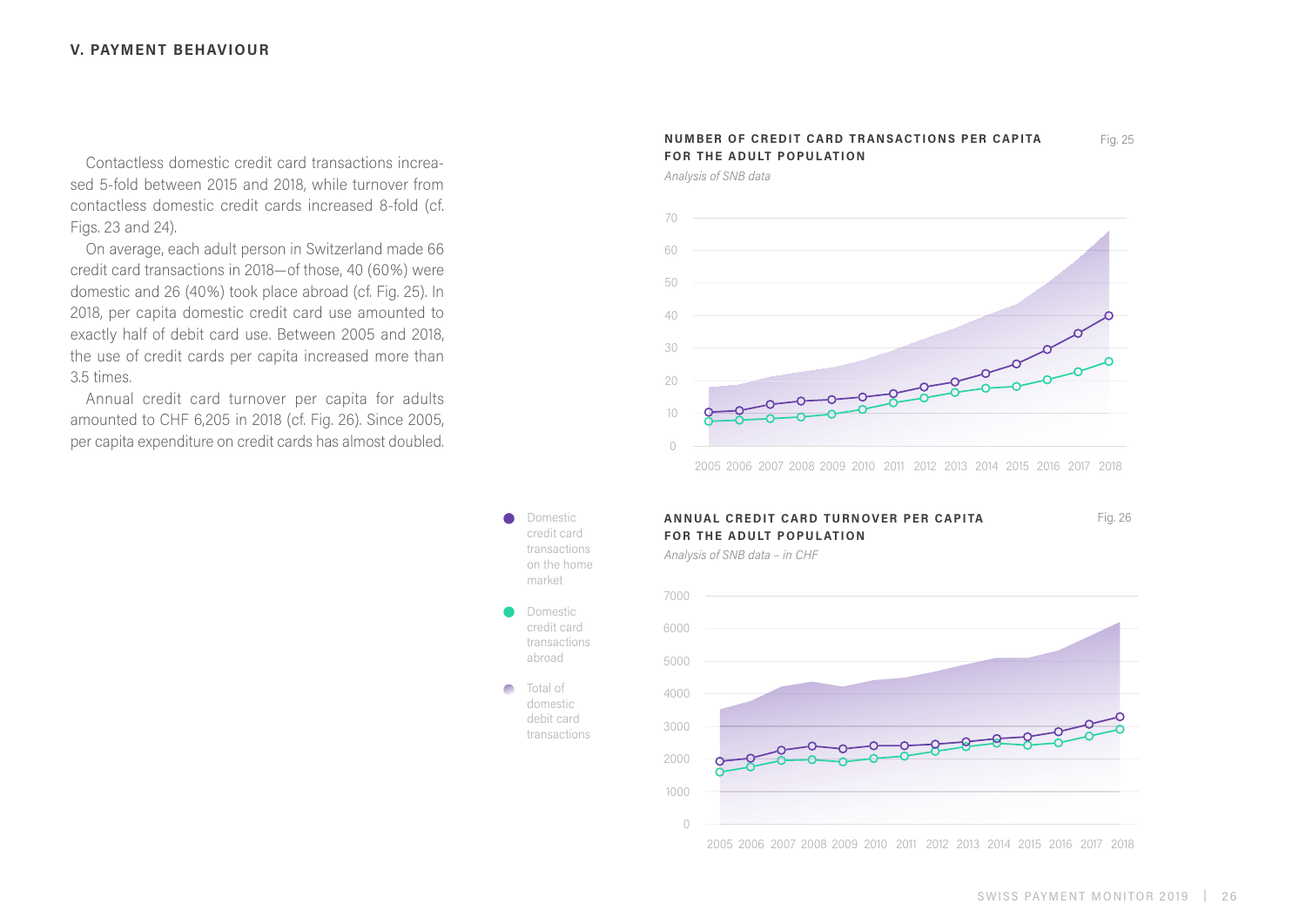## V. PAYMENT BEHAVIOUR

Contactless domestic credit card transactions increased 5-fold between 2015 and 2018, while turnover from contactless domestic credit cards increased 8-fold (cf. Figs. 23 and 24).

On average, each adult person in Switzerland made 66 credit card transactions in 2018—of those, 40 (60%) were domestic and 26 (40%) took place abroad (cf. Fig. 25). In 2018, per capita domestic credit card use amounted to exactly half of debit card use. Between 2005 and 2018, the use of credit cards per capita increased more than 3.5 times.

Annual credit card turnover per capita for adults amounted to CHF 6,205 in 2018 (cf. Fig. 26). Since 2005, per capita expenditure on credit cards has almost doubled.

**NUMBER OF CREDIT CARD TRANSACTIONS PER CAPITA FOR THE ADULT POPULATION** — Fig. 25

*Analysis of SNB data*

**ANNUAL CREDIT CARD TURNOVER PER CAPITA FOR THE ADULT POPULATION** — Fig. 26

*Analysis of SNB data – in CHF*

- Domestic credit card transactions on the home market
- Domestic credit card transactions abroad
- Total of domestic debit card transactions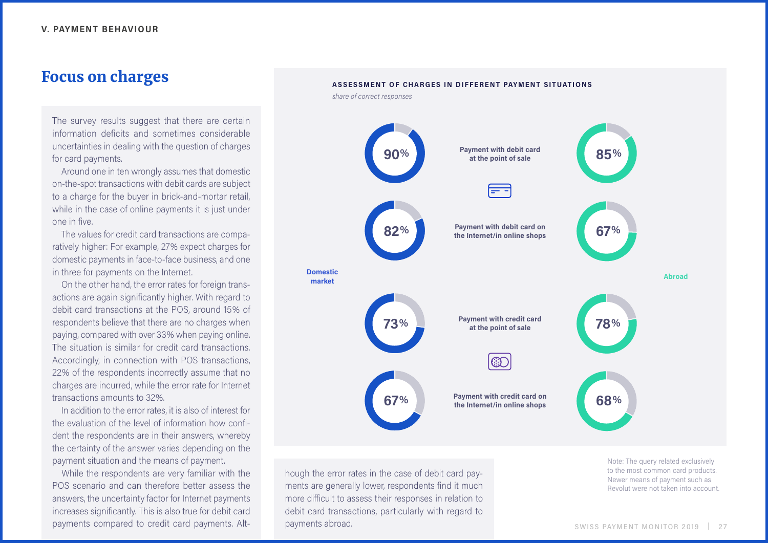## Focus on charges

The survey results suggest that there are certain information deficits and sometimes considerable uncertainties in dealing with the question of charges for card payments.

Around one in ten wrongly assumes that domestic on-the-spot transactions with debit cards are subject to a charge for the buyer in brick-and-mortar retail, while in the case of online payments it is just under one in five.

The values for credit card transactions are comparatively higher: For example, 27% expect charges for domestic payments in face-to-face business, and one in three for payments on the Internet.

On the other hand, the error rates for foreign transactions are again significantly higher. With regard to debit card transactions at the POS, around 15% of respondents believe that there are no charges when paying, compared with over 33% when paying online. The situation is similar for credit card transactions. Accordingly, in connection with POS transactions, 22% of the respondents incorrectly assume that no charges are incurred, while the error rate for Internet transactions amounts to 32%.

In addition to the error rates, it is also of interest for the evaluation of the level of information how confident the respondents are in their answers, whereby the certainty of the answer varies depending on the payment situation and the means of payment.

While the respondents are very familiar with the POS scenario and can therefore better assess the answers, the uncertainty factor for Internet payments increases significantly. This is also true for debit card payments compared to credit card payments. Although the error rates in the case of debit card payments are generally lower, respondents find it much more difficult to assess their responses in relation to debit card transactions, particularly with regard to payments abroad.

**ASSESSMENT OF CHARGES IN DIFFERENT PAYMENT SITUATIONS**

*share of correct responses*

| Payment situation | Domestic market | Abroad |
|---|---|---|
| Payment with debit card at the point of sale | 90% | 85% |
| Payment with debit card on the Internet/in online shops | 82% | 67% |
| Payment with credit card at the point of sale | 73% | 78% |
| Payment with credit card on the Internet/in online shops | 67% | 68% |

Note: The query related exclusively to the most common card products. Newer means of payment such as Revolut were not taken into account.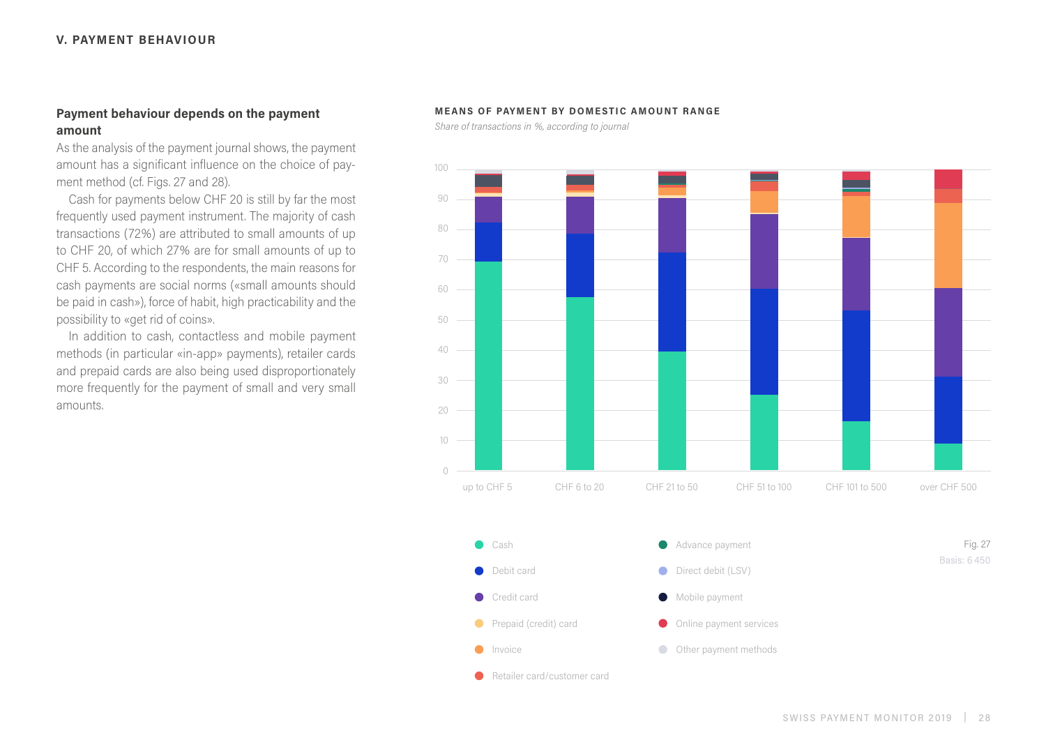## V. PAYMENT BEHAVIOUR

### Payment behaviour depends on the payment amount

As the analysis of the payment journal shows, the payment amount has a significant influence on the choice of payment method (cf. Figs. 27 and 28).

Cash for payments below CHF 20 is still by far the most frequently used payment instrument. The majority of cash transactions (72%) are attributed to small amounts of up to CHF 20, of which 27% are for small amounts of up to CHF 5. According to the respondents, the main reasons for cash payments are social norms («small amounts should be paid in cash»), force of habit, high practicability and the possibility to «get rid of coins».

In addition to cash, contactless and mobile payment methods (in particular «in-app» payments), retailer cards and prepaid cards are also being used disproportionately more frequently for the payment of small and very small amounts.

**MEANS OF PAYMENT BY DOMESTIC AMOUNT RANGE**

*Share of transactions in %, according to journal*

Categories: up to CHF 5, CHF 6 to 20, CHF 21 to 50, CHF 51 to 100, CHF 101 to 500, over CHF 500

Legend: Cash, Debit card, Credit card, Prepaid (credit) card, Invoice, Retailer card/customer card, Advance payment, Direct debit (LSV), Mobile payment, Online payment services, Other payment methods

Fig. 27

Basis: 6 450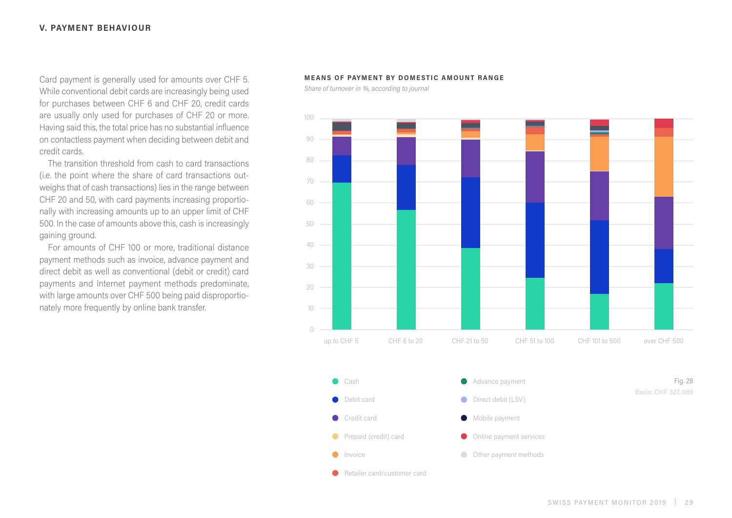## V. PAYMENT BEHAVIOUR

Card payment is generally used for amounts over CHF 5. While conventional debit cards are increasingly being used for purchases between CHF 6 and CHF 20, credit cards are usually only used for purchases of CHF 20 or more. Having said this, the total price has no substantial influence on contactless payment when deciding between debit and credit cards.

The transition threshold from cash to card transactions (i.e. the point where the share of card transactions outweighs that of cash transactions) lies in the range between CHF 20 and 50, with card payments increasing proportionally with increasing amounts up to an upper limit of CHF 500. In the case of amounts above this, cash is increasingly gaining ground.

For amounts of CHF 100 or more, traditional distance payment methods such as invoice, advance payment and direct debit as well as conventional (debit or credit) card payments and Internet payment methods predominate, with large amounts over CHF 500 being paid disproportionately more frequently by online bank transfer.

**MEANS OF PAYMENT BY DOMESTIC AMOUNT RANGE**

*Share of turnover in %, according to journal*

Categories: up to CHF 5, CHF 6 to 20, CHF 21 to 50, CHF 51 to 100, CHF 101 to 500, over CHF 500

Legend: Cash, Debit card, Credit card, Prepaid (credit) card, Invoice, Retailer card/customer card, Advance payment, Direct debit (LSV), Mobile payment, Online payment services, Other payment methods

Fig. 28

Basis: CHF 327,089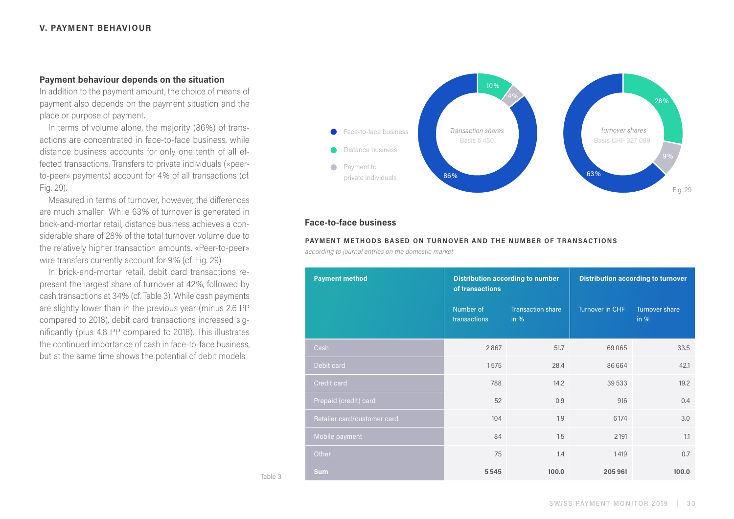## Payment behaviour depends on the situation

In addition to the payment amount, the choice of means of payment also depends on the payment situation and the place or purpose of payment.

In terms of volume alone, the majority (86%) of transactions are concentrated in face-to-face business, while distance business accounts for only one tenth of all effected transactions. Transfers to private individuals («peer-to-peer» payments) account for 4% of all transactions (cf. Fig. 29).

Measured in terms of turnover, however, the differences are much smaller: While 63% of turnover is generated in brick-and-mortar retail, distance business achieves a considerable share of 28% of the total turnover volume due to the relatively higher transaction amounts. «Peer-to-peer» wire transfers currently account for 9% (cf. Fig. 29).

In brick-and-mortar retail, debit card transactions represent the largest share of turnover at 42%, followed by cash transactions at 34% (cf. Table 3). While cash payments are slightly lower than in the previous year (minus 2.6 PP compared to 2018), debit card transactions increased significantly (plus 4.8 PP compared to 2018). This illustrates the continued importance of cash in face-to-face business, but at the same time shows the potential of debit models.

Face-to-face business
Distance business
Payment to private individuals

*Transaction shares*
Basis 6 450

86% | 10% | 4%

*Turnover shares*
Basis CHF 327,089

63% | 28% | 9%

Fig. 29

### Face-to-face business

**PAYMENT METHODS BASED ON TURNOVER AND THE NUMBER OF TRANSACTIONS**

*according to journal entries on the domestic market*

| Payment method | Distribution according to number of transactions | | Distribution according to turnover | |
|---|---|---|---|---|
| | Number of transactions | Transaction share in % | Turnover in CHF | Turnover share in % |
| Cash | 2 867 | 51.7 | 69 065 | 33.5 |
| Debit card | 1 575 | 28.4 | 86 664 | 42.1 |
| Credit card | 788 | 14.2 | 39 533 | 19.2 |
| Prepaid (credit) card | 52 | 0.9 | 916 | 0.4 |
| Retailer card/customer card | 104 | 1.9 | 6 174 | 3.0 |
| Mobile payment | 84 | 1.5 | 2 191 | 1.1 |
| Other | 75 | 1.4 | 1 419 | 0.7 |
| **Sum** | **5 545** | **100.0** | **205 961** | **100.0** |

Table 3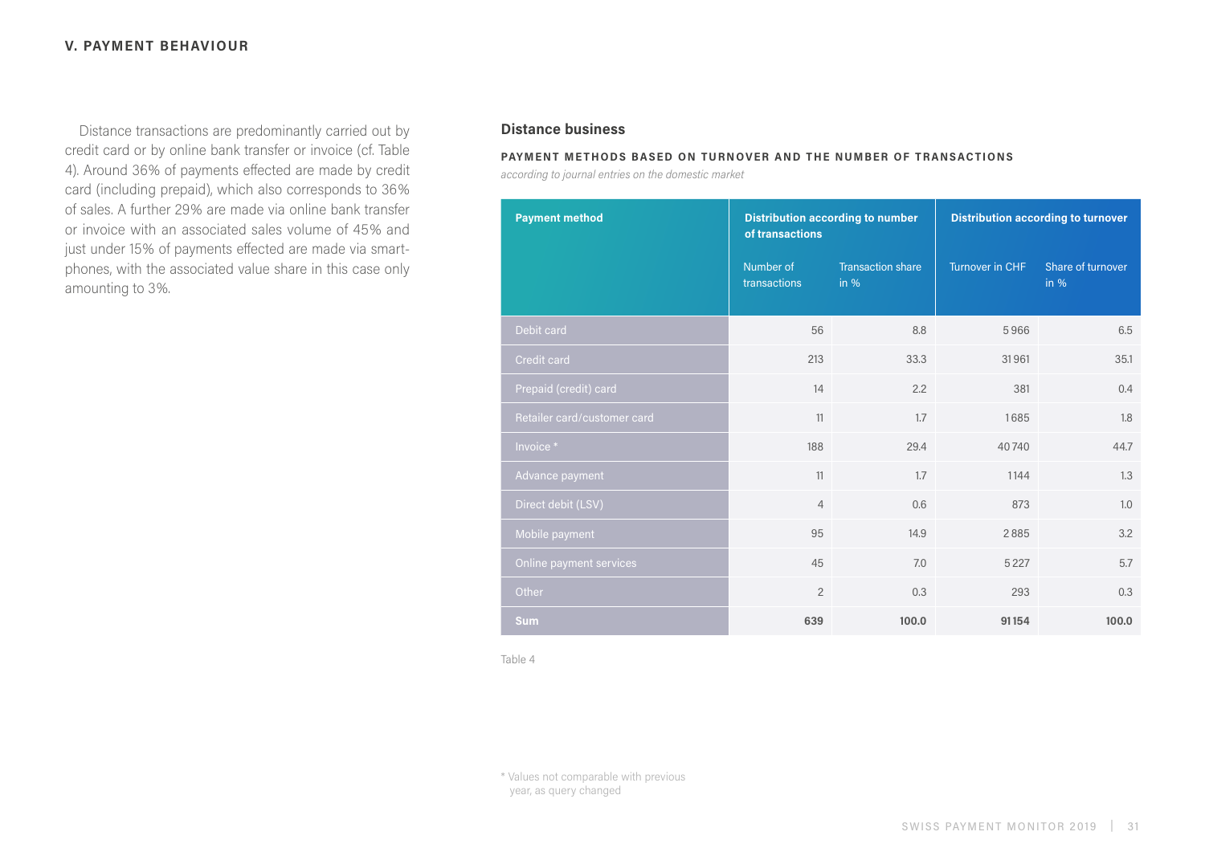## V. PAYMENT BEHAVIOUR

Distance transactions are predominantly carried out by credit card or by online bank transfer or invoice (cf. Table 4). Around 36% of payments effected are made by credit card (including prepaid), which also corresponds to 36% of sales. A further 29% are made via online bank transfer or invoice with an associated sales volume of 45% and just under 15% of payments effected are made via smartphones, with the associated value share in this case only amounting to 3%.

### Distance business

**PAYMENT METHODS BASED ON TURNOVER AND THE NUMBER OF TRANSACTIONS**

*according to journal entries on the domestic market*

| Payment method | Distribution according to number of transactions | | Distribution according to turnover | |
|---|---|---|---|---|
| | Number of transactions | Transaction share in % | Turnover in CHF | Share of turnover in % |
| Debit card | 56 | 8.8 | 5966 | 6.5 |
| Credit card | 213 | 33.3 | 31961 | 35.1 |
| Prepaid (credit) card | 14 | 2.2 | 381 | 0.4 |
| Retailer card/customer card | 11 | 1.7 | 1685 | 1.8 |
| Invoice * | 188 | 29.4 | 40740 | 44.7 |
| Advance payment | 11 | 1.7 | 1144 | 1.3 |
| Direct debit (LSV) | 4 | 0.6 | 873 | 1.0 |
| Mobile payment | 95 | 14.9 | 2885 | 3.2 |
| Online payment services | 45 | 7.0 | 5227 | 5.7 |
| Other | 2 | 0.3 | 293 | 0.3 |
| **Sum** | **639** | **100.0** | **91154** | **100.0** |

Table 4

* Values not comparable with previous year, as query changed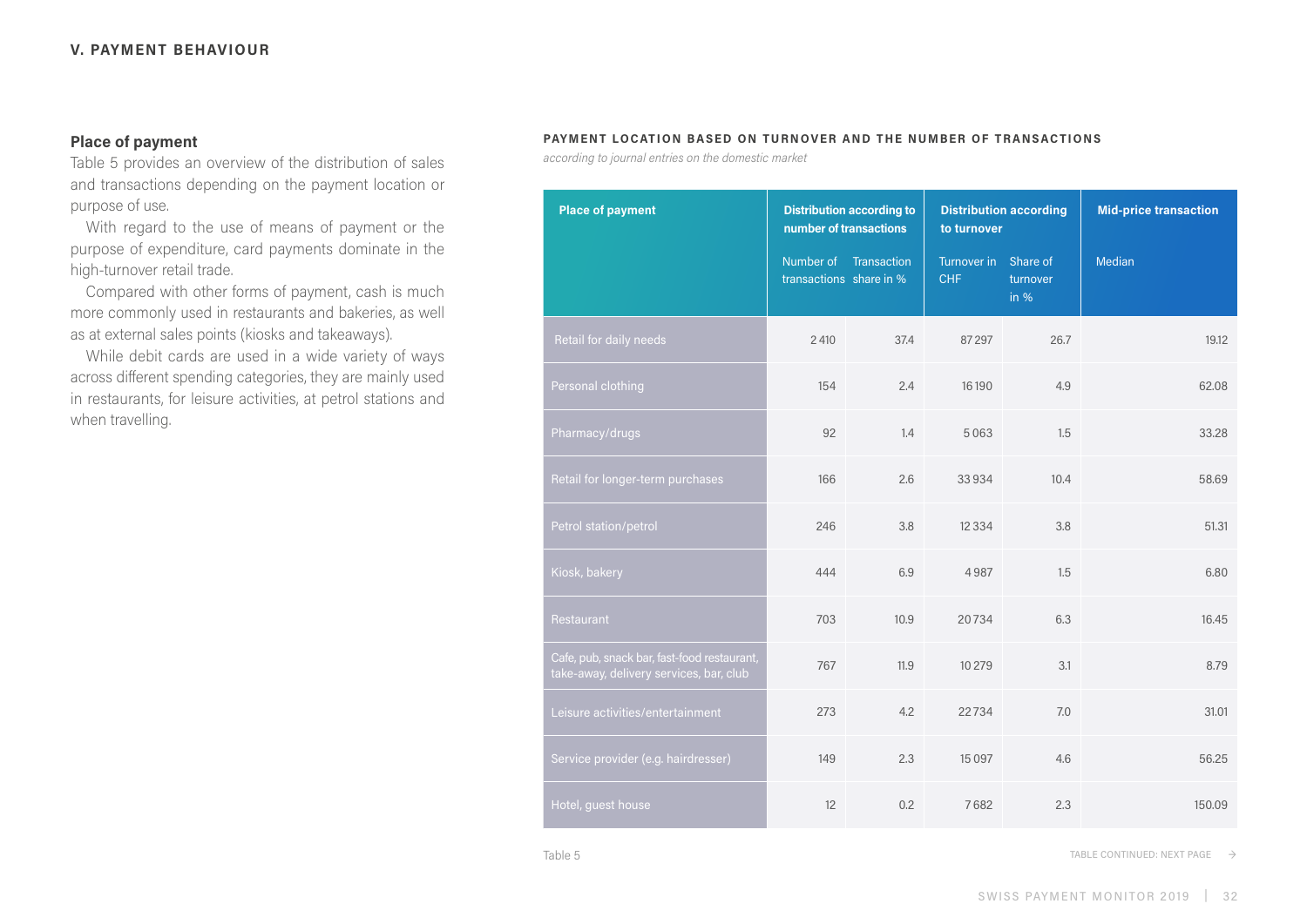## V. PAYMENT BEHAVIOUR

### Place of payment

Table 5 provides an overview of the distribution of sales and transactions depending on the payment location or purpose of use.

With regard to the use of means of payment or the purpose of expenditure, card payments dominate in the high-turnover retail trade.

Compared with other forms of payment, cash is much more commonly used in restaurants and bakeries, as well as at external sales points (kiosks and takeaways).

While debit cards are used in a wide variety of ways across different spending categories, they are mainly used in restaurants, for leisure activities, at petrol stations and when travelling.

**PAYMENT LOCATION BASED ON TURNOVER AND THE NUMBER OF TRANSACTIONS**

*according to journal entries on the domestic market*

| Place of payment | Distribution according to number of transactions | | Distribution according to turnover | | Mid-price transaction |
|---|---|---|---|---|---|
| | Number of transactions | Transaction share in % | Turnover in CHF | Share of turnover in % | Median |
| Retail for daily needs | 2 410 | 37.4 | 87 297 | 26.7 | 19.12 |
| Personal clothing | 154 | 2.4 | 16 190 | 4.9 | 62.08 |
| Pharmacy/drugs | 92 | 1.4 | 5 063 | 1.5 | 33.28 |
| Retail for longer-term purchases | 166 | 2.6 | 33 934 | 10.4 | 58.69 |
| Petrol station/petrol | 246 | 3.8 | 12 334 | 3.8 | 51.31 |
| Kiosk, bakery | 444 | 6.9 | 4 987 | 1.5 | 6.80 |
| Restaurant | 703 | 10.9 | 20 734 | 6.3 | 16.45 |
| Cafe, pub, snack bar, fast-food restaurant, take-away, delivery services, bar, club | 767 | 11.9 | 10 279 | 3.1 | 8.79 |
| Leisure activities/entertainment | 273 | 4.2 | 22 734 | 7.0 | 31.01 |
| Service provider (e.g. hairdresser) | 149 | 2.3 | 15 097 | 4.6 | 56.25 |
| Hotel, guest house | 12 | 0.2 | 7 682 | 2.3 | 150.09 |

Table 5

TABLE CONTINUED: NEXT PAGE →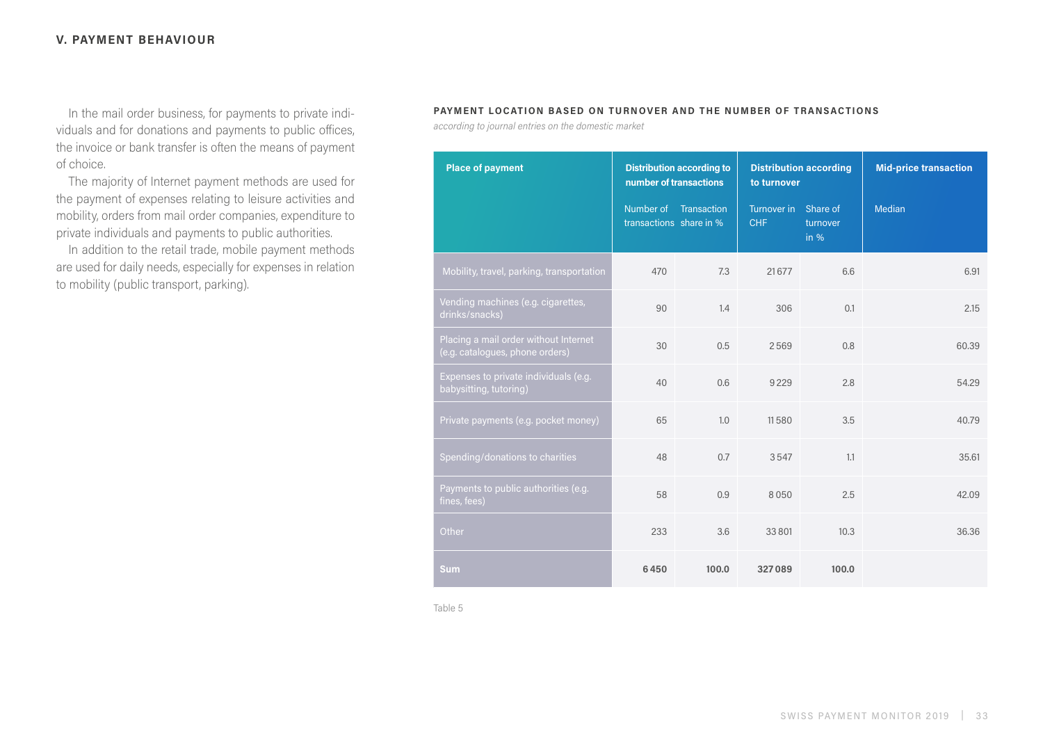## V. PAYMENT BEHAVIOUR

In the mail order business, for payments to private individuals and for donations and payments to public offices, the invoice or bank transfer is often the means of payment of choice.

The majority of Internet payment methods are used for the payment of expenses relating to leisure activities and mobility, orders from mail order companies, expenditure to private individuals and payments to public authorities.

In addition to the retail trade, mobile payment methods are used for daily needs, especially for expenses in relation to mobility (public transport, parking).

**PAYMENT LOCATION BASED ON TURNOVER AND THE NUMBER OF TRANSACTIONS**

*according to journal entries on the domestic market*

| Place of payment | Distribution according to number of transactions | | Distribution according to turnover | | Mid-price transaction |
|---|---|---|---|---|---|
| | Number of transactions | Transaction share in % | Turnover in CHF | Share of turnover in % | Median |
| Mobility, travel, parking, transportation | 470 | 7.3 | 21 677 | 6.6 | 6.91 |
| Vending machines (e.g. cigarettes, drinks/snacks) | 90 | 1.4 | 306 | 0.1 | 2.15 |
| Placing a mail order without Internet (e.g. catalogues, phone orders) | 30 | 0.5 | 2 569 | 0.8 | 60.39 |
| Expenses to private individuals (e.g. babysitting, tutoring) | 40 | 0.6 | 9 229 | 2.8 | 54.29 |
| Private payments (e.g. pocket money) | 65 | 1.0 | 11 580 | 3.5 | 40.79 |
| Spending/donations to charities | 48 | 0.7 | 3 547 | 1.1 | 35.61 |
| Payments to public authorities (e.g. fines, fees) | 58 | 0.9 | 8 050 | 2.5 | 42.09 |
| Other | 233 | 3.6 | 33 801 | 10.3 | 36.36 |
| **Sum** | **6 450** | **100.0** | **327 089** | **100.0** | |

Table 5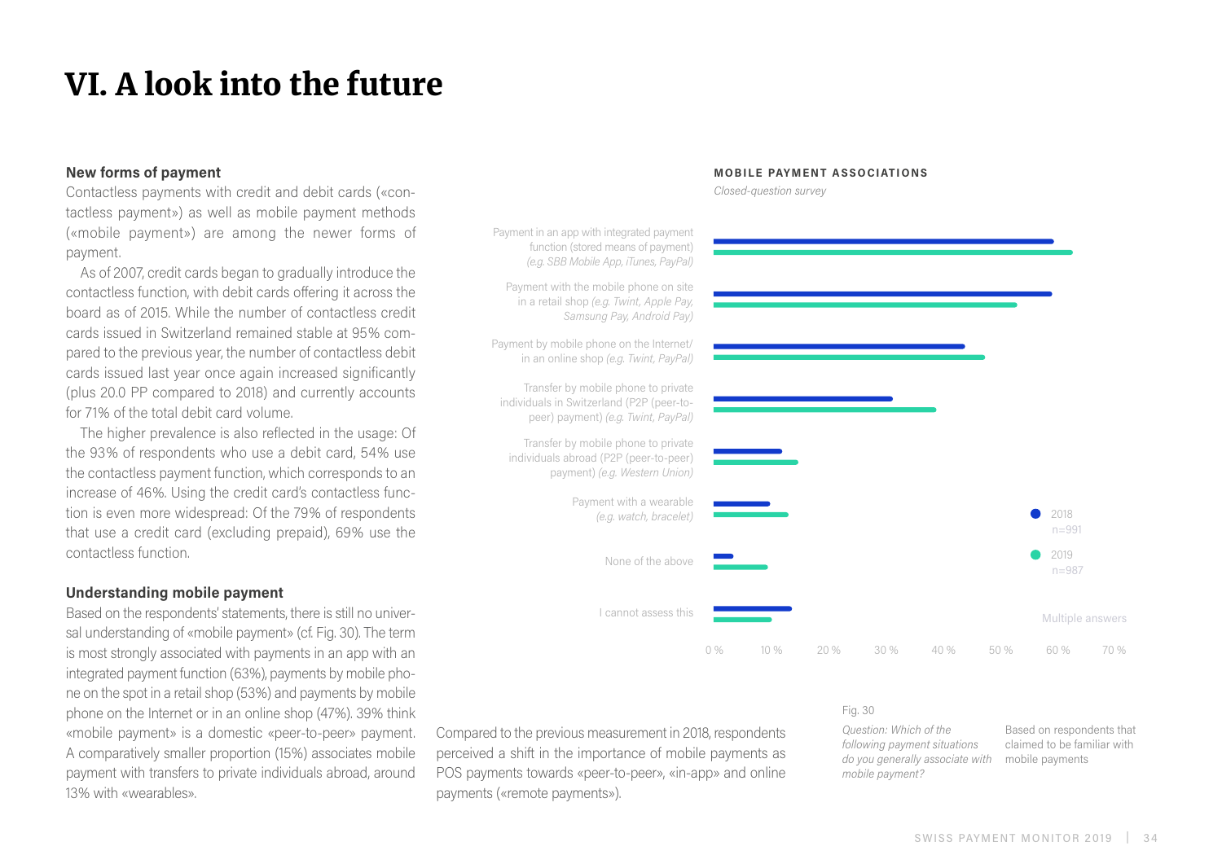# VI. A look into the future

**New forms of payment**

Contactless payments with credit and debit cards («contactless payment») as well as mobile payment methods («mobile payment») are among the newer forms of payment.

As of 2007, credit cards began to gradually introduce the contactless function, with debit cards offering it across the board as of 2015. While the number of contactless credit cards issued in Switzerland remained stable at 95% compared to the previous year, the number of contactless debit cards issued last year once again increased significantly (plus 20.0 PP compared to 2018) and currently accounts for 71% of the total debit card volume.

The higher prevalence is also reflected in the usage: Of the 93% of respondents who use a debit card, 54% use the contactless payment function, which corresponds to an increase of 46%. Using the credit card's contactless function is even more widespread: Of the 79% of respondents that use a credit card (excluding prepaid), 69% use the contactless function.

**Understanding mobile payment**

Based on the respondents' statements, there is still no universal understanding of «mobile payment» (cf. Fig. 30). The term is most strongly associated with payments in an app with an integrated payment function (63%), payments by mobile phone on the spot in a retail shop (53%) and payments by mobile phone on the Internet or in an online shop (47%). 39% think «mobile payment» is a domestic «peer-to-peer» payment. A comparatively smaller proportion (15%) associates mobile payment with transfers to private individuals abroad, around 13% with «wearables».

Compared to the previous measurement in 2018, respondents perceived a shift in the importance of mobile payments as POS payments towards «peer-to-peer», «in-app» and online payments («remote payments»).

**MOBILE PAYMENT ASSOCIATIONS**

*Closed-question survey*

- Payment in an app with integrated payment function (stored means of payment) *(e.g. SBB Mobile App, iTunes, PayPal)*
- Payment with the mobile phone on site in a retail shop *(e.g. Twint, Apple Pay, Samsung Pay, Android Pay)*
- Payment by mobile phone on the Internet/ in an online shop *(e.g. Twint, PayPal)*
- Transfer by mobile phone to private individuals in Switzerland (P2P (peer-to-peer) payment) *(e.g. Twint, PayPal)*
- Transfer by mobile phone to private individuals abroad (P2P (peer-to-peer) payment) *(e.g. Western Union)*
- Payment with a wearable *(e.g. watch, bracelet)*
- None of the above
- I cannot assess this

2018 n=991; 2019 n=987

Multiple answers

0 % 10 % 20 % 30 % 40 % 50 % 60 % 70 %

Fig. 30

*Question: Which of the following payment situations do you generally associate with mobile payment?*

Based on respondents that claimed to be familiar with mobile payments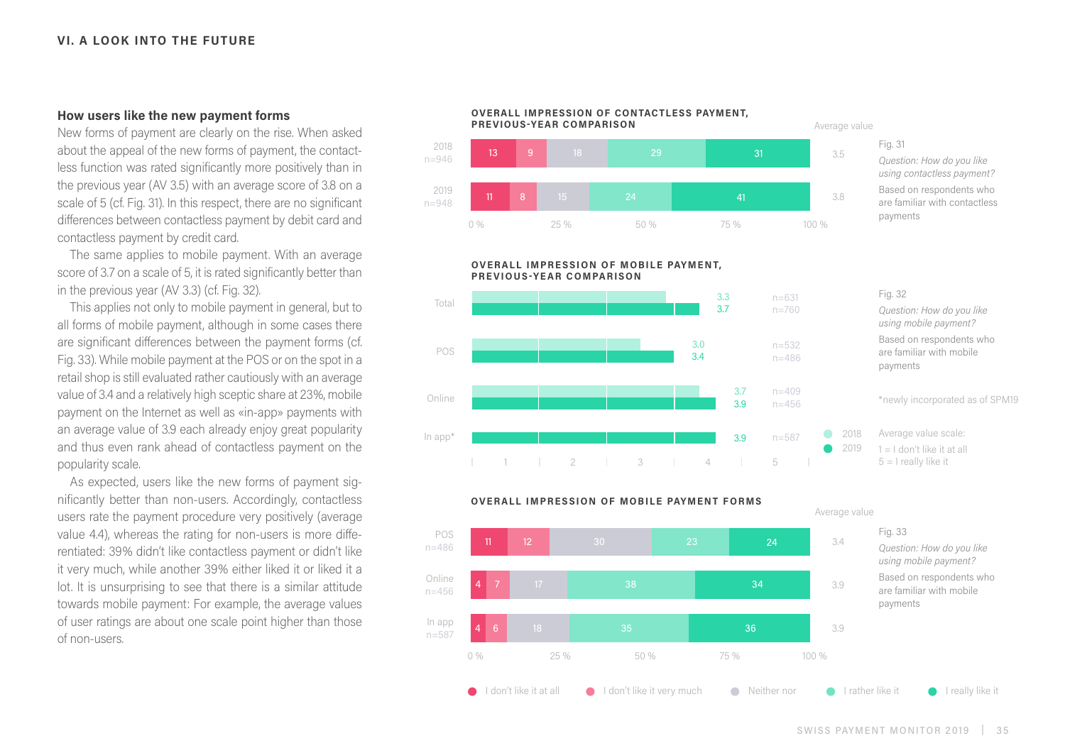## How users like the new payment forms

New forms of payment are clearly on the rise. When asked about the appeal of the new forms of payment, the contactless function was rated significantly more positively than in the previous year (AV 3.5) with an average score of 3.8 on a scale of 5 (cf. Fig. 31). In this respect, there are no significant differences between contactless payment by debit card and contactless payment by credit card.

The same applies to mobile payment. With an average score of 3.7 on a scale of 5, it is rated significantly better than in the previous year (AV 3.3) (cf. Fig. 32).

This applies not only to mobile payment in general, but to all forms of mobile payment, although in some cases there are significant differences between the payment forms (cf. Fig. 33). While mobile payment at the POS or on the spot in a retail shop is still evaluated rather cautiously with an average value of 3.4 and a relatively high sceptic share at 23%, mobile payment on the Internet as well as «in-app» payments with an average value of 3.9 each already enjoy great popularity and thus even rank ahead of contactless payment on the popularity scale.

As expected, users like the new forms of payment significantly better than non-users. Accordingly, contactless users rate the payment procedure very positively (average value 4.4), whereas the rating for non-users is more differentiated: 39% didn't like contactless payment or didn't like it very much, while another 39% either liked it or liked it a lot. It is unsurprising to see that there is a similar attitude towards mobile payment: For example, the average values of user ratings are about one scale point higher than those of non-users.

**OVERALL IMPRESSION OF CONTACTLESS PAYMENT, PREVIOUS-YEAR COMPARISON**

| | I don't like it at all | I don't like it very much | Neither nor | I rather like it | I really like it | Average value |
|---|---|---|---|---|---|---|
| 2018 n=946 | 13 | 9 | 18 | 29 | 31 | 3.5 |
| 2019 n=948 | 11 | 8 | 15 | 24 | 41 | 3.8 |

Fig. 31
*Question: How do you like using contactless payment?*
Based on respondents who are familiar with contactless payments

**OVERALL IMPRESSION OF MOBILE PAYMENT, PREVIOUS-YEAR COMPARISON**

| | 2018 | 2019 | n 2018 | n 2019 |
|---|---|---|---|---|
| Total | 3.3 | 3.7 | n=631 | n=760 |
| POS | 3.0 | 3.4 | n=532 | n=486 |
| Online | 3.7 | 3.9 | n=409 | n=456 |
| In app* | | 3.9 | | n=587 |

Fig. 32
*Question: How do you like using mobile payment?*
Based on respondents who are familiar with mobile payments

*newly incorporated as of SPM19

Average value scale:
1 = I don't like it at all
5 = I really like it

**OVERALL IMPRESSION OF MOBILE PAYMENT FORMS**

| | I don't like it at all | I don't like it very much | Neither nor | I rather like it | I really like it | Average value |
|---|---|---|---|---|---|---|
| POS n=486 | 11 | 12 | 30 | 23 | 24 | 3.4 |
| Online n=456 | 4 | 7 | 17 | 38 | 34 | 3.9 |
| In app n=587 | 4 | 6 | 18 | 35 | 36 | 3.9 |

Fig. 33
*Question: How do you like using mobile payment?*
Based on respondents who are familiar with mobile payments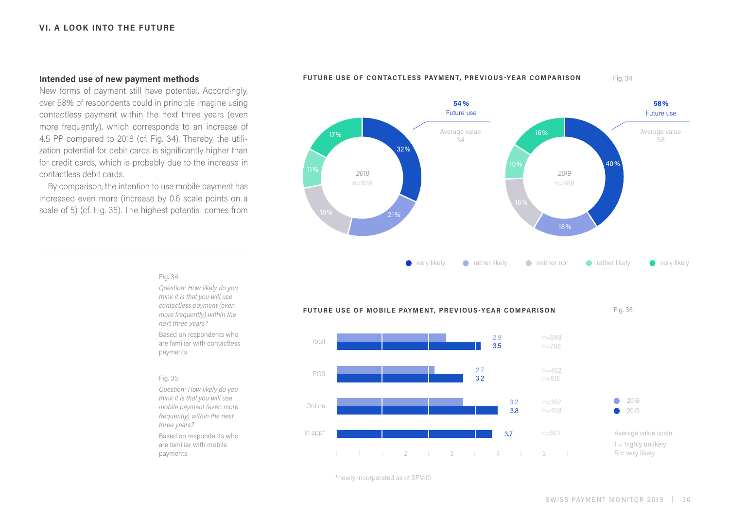## VI. A LOOK INTO THE FUTURE

### Intended use of new payment methods

New forms of payment still have potential. Accordingly, over 58% of respondents could in principle imagine using contactless payment within the next three years (even more frequently), which corresponds to an increase of 4.5 PP compared to 2018 (cf. Fig. 34). Thereby, the utilization potential for debit cards is significantly higher than for credit cards, which is probably due to the increase in contactless debit cards.

By comparison, the intention to use mobile payment has increased even more (increase by 0.6 scale points on a scale of 5) (cf. Fig. 35). The highest potential comes from

**FUTURE USE OF CONTACTLESS PAYMENT, PREVIOUS-YEAR COMPARISON** — Fig. 34

| | 2018 (n=1018) | 2019 (n=988) |
|---|---|---|
| very likely | 32% | 40% |
| rather likely | 21% | 18% |
| neither nor | 18% | 16% |
| rather likely | 11% | 10% |
| very likely | 17% | 16% |
| Future use | 54% | 58% |
| Average value | 3.4 | 3.6 |

**FUTURE USE OF MOBILE PAYMENT, PREVIOUS-YEAR COMPARISON** — Fig. 35

| | 2018 | 2019 | n (2018) | n (2019) |
|---|---|---|---|---|
| Total | 2.9 | 3.5 | n=549 | n=768 |
| POS | 2.7 | 3.2 | n=452 | n=515 |
| Online | 3.2 | 3.8 | n=362 | n=459 |
| In app* | | 3.7 | | n=601 |

Average value scale:
1 = highly unlikely
5 = very likely

*newly incorporated as of SPM19

Fig. 34

*Question: How likely do you think it is that you will use contactless payment (even more frequently) within the next three years?*

Based on respondents who are familiar with contactless payments

Fig. 35

*Question: How likely do you think it is that you will use mobile payment (even more frequently) within the next three years?*

Based on respondents who are familiar with mobile payments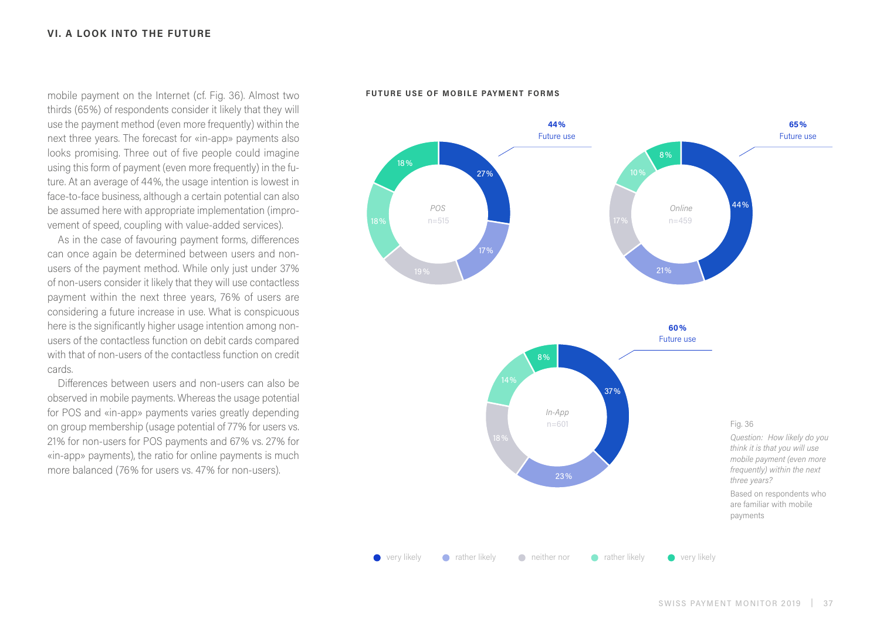## VI. A LOOK INTO THE FUTURE

mobile payment on the Internet (cf. Fig. 36). Almost two thirds (65%) of respondents consider it likely that they will use the payment method (even more frequently) within the next three years. The forecast for «in-app» payments also looks promising. Three out of five people could imagine using this form of payment (even more frequently) in the future. At an average of 44%, the usage intention is lowest in face-to-face business, although a certain potential can also be assumed here with appropriate implementation (improvement of speed, coupling with value-added services).

As in the case of favouring payment forms, differences can once again be determined between users and non-users of the payment method. While only just under 37% of non-users consider it likely that they will use contactless payment within the next three years, 76% of users are considering a future increase in use. What is conspicuous here is the significantly higher usage intention among non-users of the contactless function on debit cards compared with that of non-users of the contactless function on credit cards.

Differences between users and non-users can also be observed in mobile payments. Whereas the usage potential for POS and «in-app» payments varies greatly depending on group membership (usage potential of 77% for users vs. 21% for non-users for POS payments and 67% vs. 27% for «in-app» payments), the ratio for online payments is much more balanced (76% for users vs. 47% for non-users).

**FUTURE USE OF MOBILE PAYMENT FORMS**

| | very likely | rather likely | neither nor | rather likely | very likely | Future use |
|---|---|---|---|---|---|---|
| POS (n=515) | 27% | 17% | 19% | 18% | 18% | 44% |
| Online (n=459) | 44% | 21% | 17% | 10% | 8% | 65% |
| In-App (n=601) | 37% | 23% | 18% | 14% | 8% | 60% |

Fig. 36

*Question: How likely do you think it is that you will use mobile payment (even more frequently) within the next three years?*

Based on respondents who are familiar with mobile payments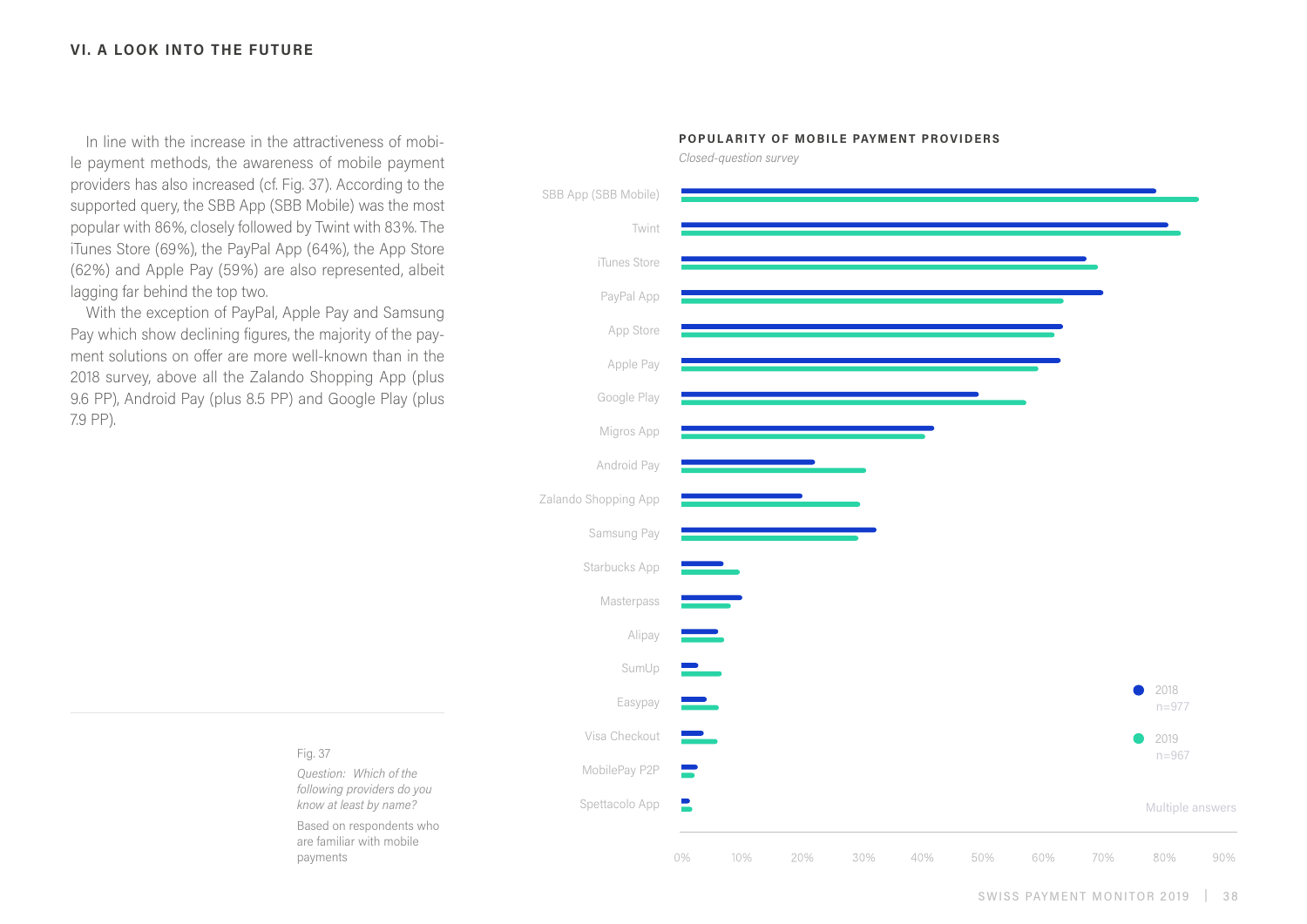## VI. A LOOK INTO THE FUTURE

In line with the increase in the attractiveness of mobile payment methods, the awareness of mobile payment providers has also increased (cf. Fig. 37). According to the supported query, the SBB App (SBB Mobile) was the most popular with 86%, closely followed by Twint with 83%. The iTunes Store (69%), the PayPal App (64%), the App Store (62%) and Apple Pay (59%) are also represented, albeit lagging far behind the top two.

With the exception of PayPal, Apple Pay and Samsung Pay which show declining figures, the majority of the payment solutions on offer are more well-known than in the 2018 survey, above all the Zalando Shopping App (plus 9.6 PP), Android Pay (plus 8.5 PP) and Google Play (plus 7.9 PP).

**POPULARITY OF MOBILE PAYMENT PROVIDERS**

*Closed-question survey*

Providers shown: SBB App (SBB Mobile), Twint, iTunes Store, PayPal App, App Store, Apple Pay, Google Play, Migros App, Android Pay, Zalando Shopping App, Samsung Pay, Starbucks App, Masterpass, Alipay, SumUp, Easypay, Visa Checkout, MobilePay P2P, Spettacolo App

Legend: 2018 (n=977); 2019 (n=967)

Multiple answers

Fig. 37

*Question: Which of the following providers do you know at least by name?*

Based on respondents who are familiar with mobile payments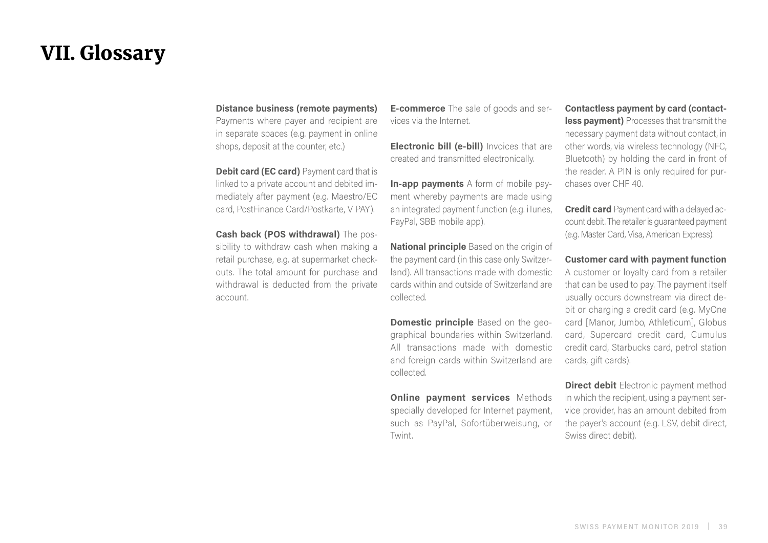# VII. Glossary

**Distance business (remote payments)** Payments where payer and recipient are in separate spaces (e.g. payment in online shops, deposit at the counter, etc.)

**Debit card (EC card)** Payment card that is linked to a private account and debited immediately after payment (e.g. Maestro/EC card, PostFinance Card/Postkarte, V PAY).

**Cash back (POS withdrawal)** The possibility to withdraw cash when making a retail purchase, e.g. at supermarket checkouts. The total amount for purchase and withdrawal is deducted from the private account.

**E-commerce** The sale of goods and services via the Internet.

**Electronic bill (e-bill)** Invoices that are created and transmitted electronically.

**In-app payments** A form of mobile payment whereby payments are made using an integrated payment function (e.g. iTunes, PayPal, SBB mobile app).

**National principle** Based on the origin of the payment card (in this case only Switzerland). All transactions made with domestic cards within and outside of Switzerland are collected.

**Domestic principle** Based on the geographical boundaries within Switzerland. All transactions made with domestic and foreign cards within Switzerland are collected.

**Online payment services** Methods specially developed for Internet payment, such as PayPal, Sofortüberweisung, or Twint.

**Contactless payment by card (contactless payment)** Processes that transmit the necessary payment data without contact, in other words, via wireless technology (NFC, Bluetooth) by holding the card in front of the reader. A PIN is only required for purchases over CHF 40.

**Credit card** Payment card with a delayed account debit. The retailer is guaranteed payment (e.g. Master Card, Visa, American Express).

**Customer card with payment function** A customer or loyalty card from a retailer that can be used to pay. The payment itself usually occurs downstream via direct debit or charging a credit card (e.g. MyOne card [Manor, Jumbo, Athleticum], Globus card, Supercard credit card, Cumulus credit card, Starbucks card, petrol station cards, gift cards).

**Direct debit** Electronic payment method in which the recipient, using a payment service provider, has an amount debited from the payer's account (e.g. LSV, debit direct, Swiss direct debit).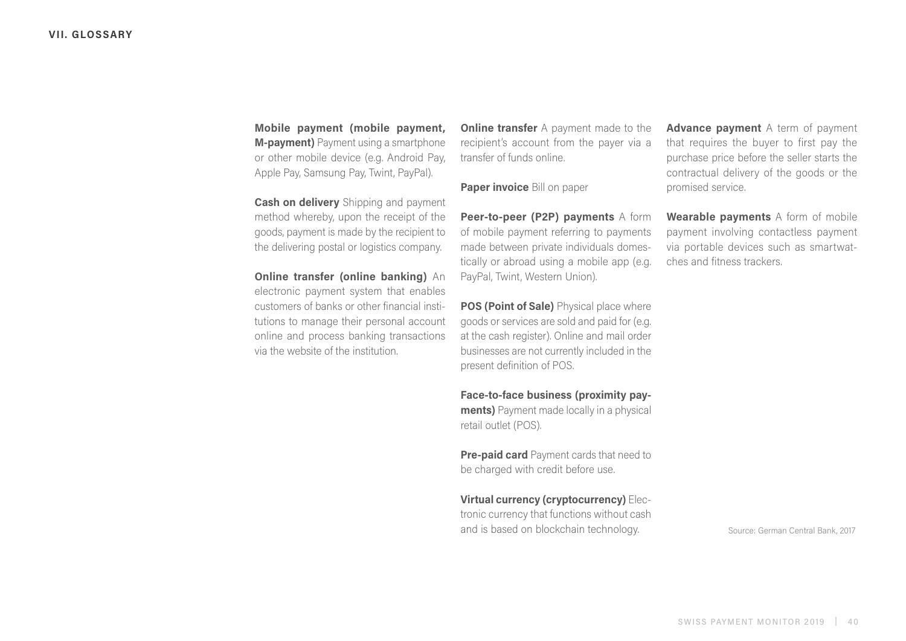## VII. GLOSSARY

**Mobile payment (mobile payment, M-payment)** Payment using a smartphone or other mobile device (e.g. Android Pay, Apple Pay, Samsung Pay, Twint, PayPal).

**Cash on delivery** Shipping and payment method whereby, upon the receipt of the goods, payment is made by the recipient to the delivering postal or logistics company.

**Online transfer (online banking)** An electronic payment system that enables customers of banks or other financial institutions to manage their personal account online and process banking transactions via the website of the institution.

**Online transfer** A payment made to the recipient's account from the payer via a transfer of funds online.

**Paper invoice** Bill on paper

**Peer-to-peer (P2P) payments** A form of mobile payment referring to payments made between private individuals domestically or abroad using a mobile app (e.g. PayPal, Twint, Western Union).

**POS (Point of Sale)** Physical place where goods or services are sold and paid for (e.g. at the cash register). Online and mail order businesses are not currently included in the present definition of POS.

**Face-to-face business (proximity payments)** Payment made locally in a physical retail outlet (POS).

**Pre-paid card** Payment cards that need to be charged with credit before use.

**Virtual currency (cryptocurrency)** Electronic currency that functions without cash and is based on blockchain technology.

**Advance payment** A term of payment that requires the buyer to first pay the purchase price before the seller starts the contractual delivery of the goods or the promised service.

**Wearable payments** A form of mobile payment involving contactless payment via portable devices such as smartwatches and fitness trackers.

Source: German Central Bank, 2017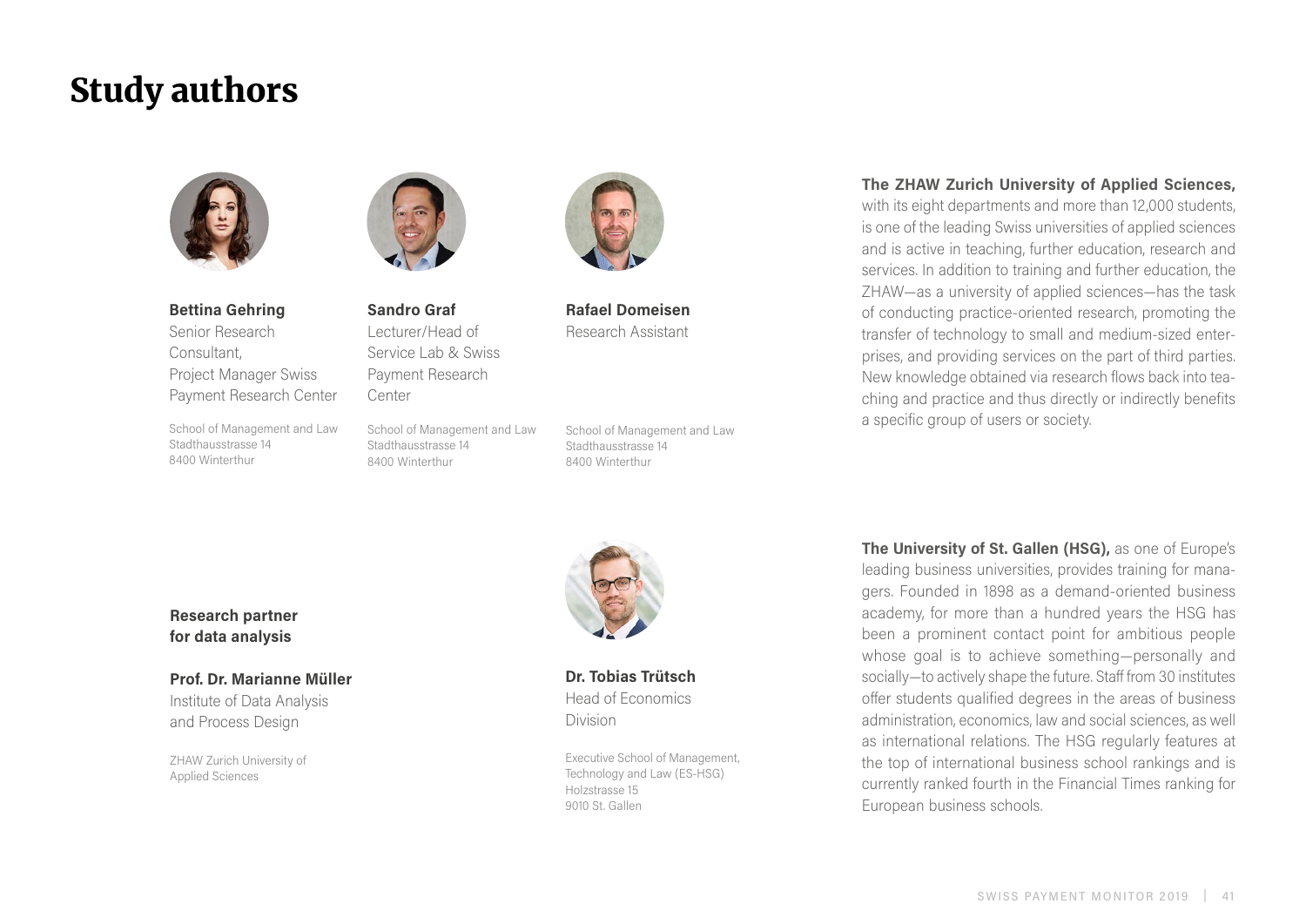# Study authors

**Bettina Gehring**
Senior Research Consultant,
Project Manager Swiss Payment Research Center

School of Management and Law
Stadthausstrasse 14
8400 Winterthur

**Sandro Graf**
Lecturer/Head of Service Lab & Swiss Payment Research Center

School of Management and Law
Stadthausstrasse 14
8400 Winterthur

**Rafael Domeisen**
Research Assistant

School of Management and Law
Stadthausstrasse 14
8400 Winterthur

**The ZHAW Zurich University of Applied Sciences,** with its eight departments and more than 12,000 students, is one of the leading Swiss universities of applied sciences and is active in teaching, further education, research and services. In addition to training and further education, the ZHAW—as a university of applied sciences—has the task of conducting practice-oriented research, promoting the transfer of technology to small and medium-sized enterprises, and providing services on the part of third parties. New knowledge obtained via research flows back into teaching and practice and thus directly or indirectly benefits a specific group of users or society.

**Research partner for data analysis**

**Prof. Dr. Marianne Müller**
Institute of Data Analysis and Process Design

ZHAW Zurich University of Applied Sciences

**Dr. Tobias Trütsch**
Head of Economics Division

Executive School of Management, Technology and Law (ES-HSG)
Holzstrasse 15
9010 St. Gallen

**The University of St. Gallen (HSG),** as one of Europe's leading business universities, provides training for managers. Founded in 1898 as a demand-oriented business academy, for more than a hundred years the HSG has been a prominent contact point for ambitious people whose goal is to achieve something—personally and socially—to actively shape the future. Staff from 30 institutes offer students qualified degrees in the areas of business administration, economics, law and social sciences, as well as international relations. The HSG regularly features at the top of international business school rankings and is currently ranked fourth in the Financial Times ranking for European business schools.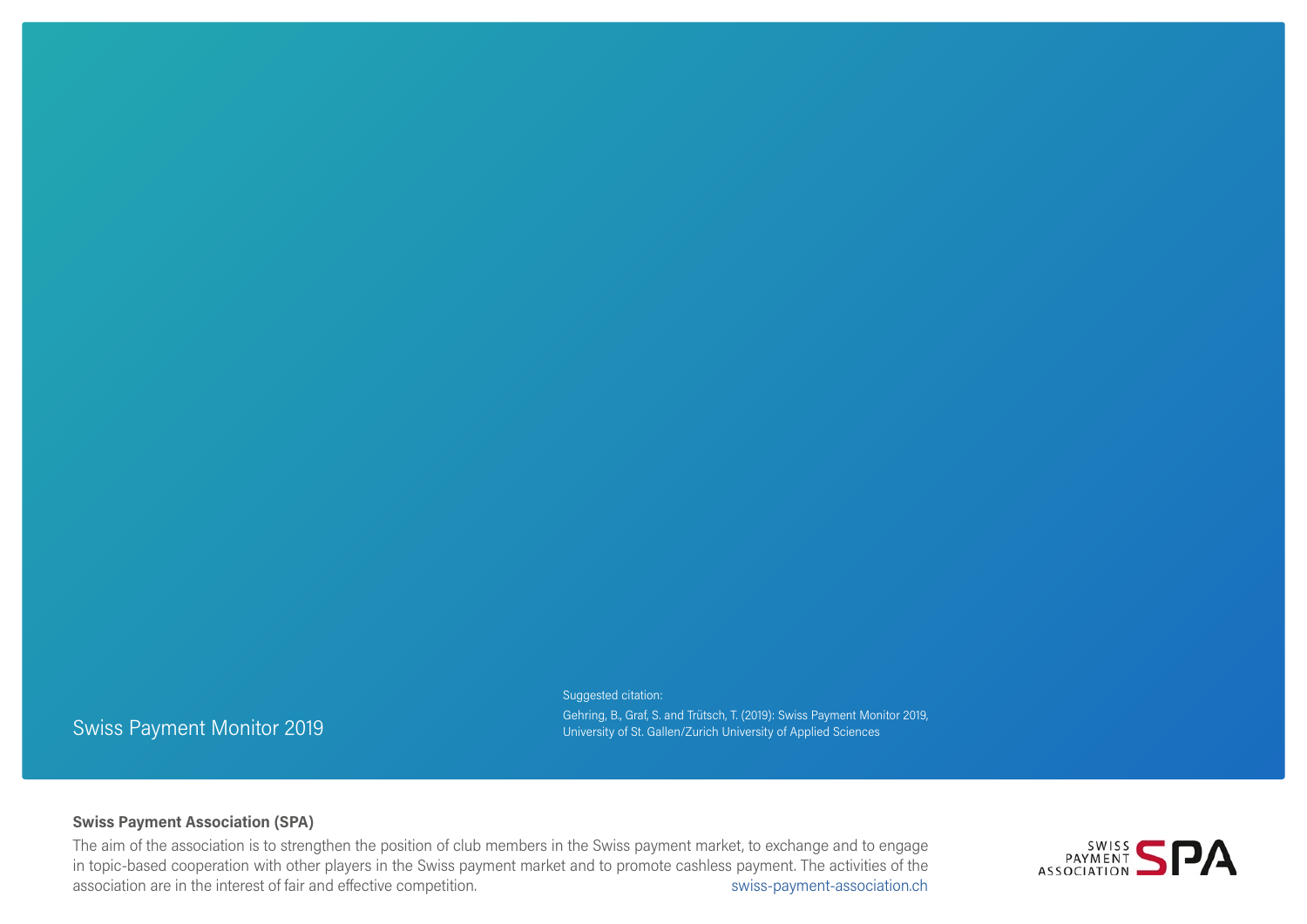Swiss Payment Monitor 2019

Suggested citation:

Gehring, B., Graf, S. and Trütsch, T. (2019): Swiss Payment Monitor 2019, University of St. Gallen/Zurich University of Applied Sciences

**Swiss Payment Association (SPA)**

The aim of the association is to strengthen the position of club members in the Swiss payment market, to exchange and to engage in topic-based cooperation with other players in the Swiss payment market and to promote cashless payment. The activities of the association are in the interest of fair and effective competition.

swiss-payment-association.ch

SWISS PAYMENT ASSOCIATION SPA